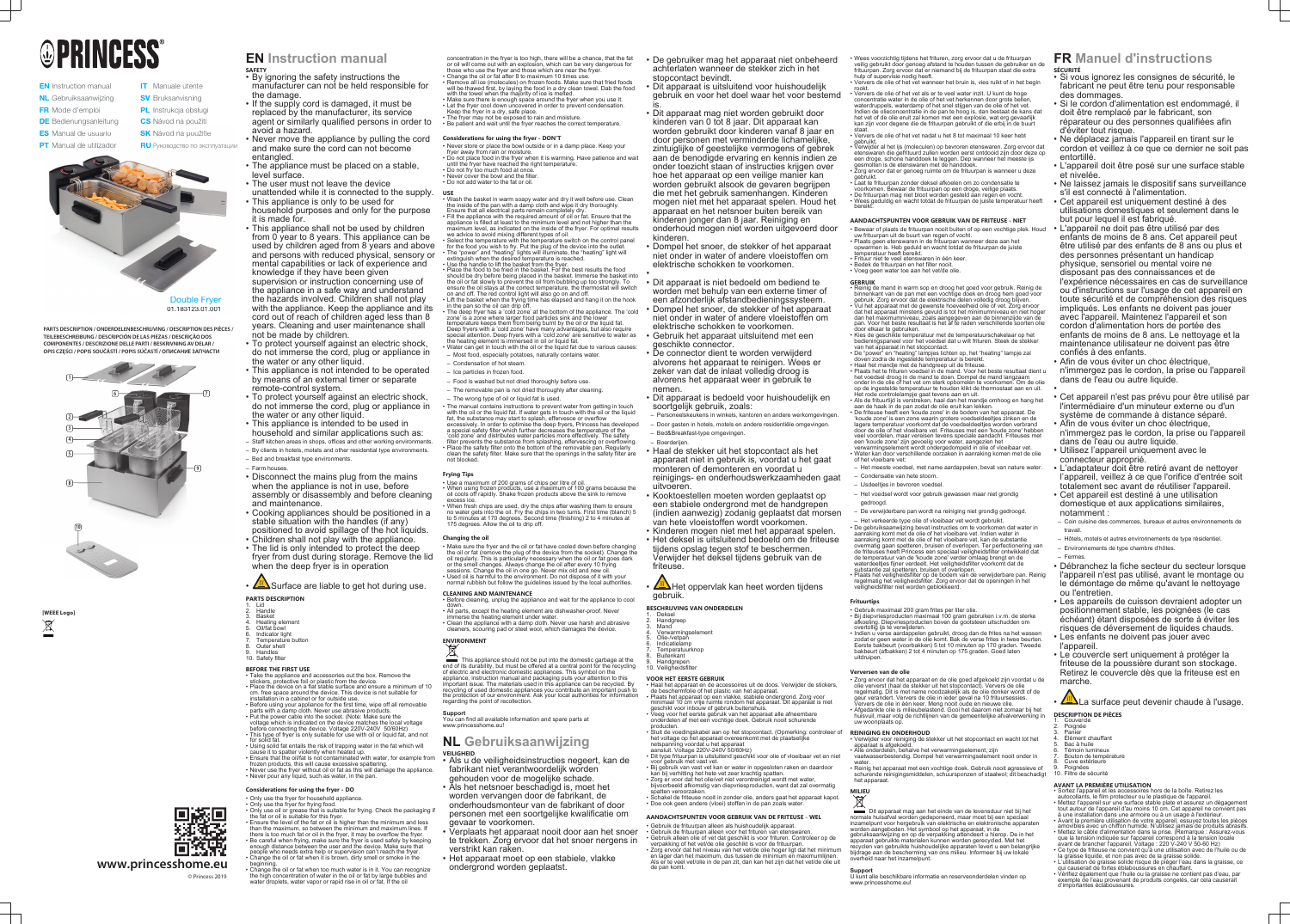# PRINCESS

**EN** Instruction manual
**NL** Gebruiksaanwijzing
**FR** Mode d'emploi
**DE** Bedienungsanleitung
**ES** Manual de usuario
**PT** Manual de utilizador
**IT** Manuale utente
**SV** Bruksanvisning
**PL** Instrukcja obsługi
**CS** Návod na použití
**SK** Návod na použitie
**RU** Руководство по эксплуатации

Double Fryer
01.183123.01.001

PARTS DESCRIPTION / ONDERDELENBESCHRIJVING / DESCRIPTION DES PIÈCES / TEILEBESCHREIBUNG / DESCRIPCIÓN DE LAS PIEZAS / DESCRIÇÃO DOS COMPONENTES / DESCRIZIONE DELLE PARTI / BESKRIVNING AV DELAR / OPIS CZĘŚCI / POPIS SOUČÁSTÍ / POPIS SÚČASTÍ / ОПИСАНИЕ ЗАПЧАСТИ

[WEEE Logo]

www.princesshome.eu

© Princess 2019

## EN Instruction manual

### SAFETY

- By ignoring the safety instructions the manufacturer can not be held responsible for the damage.
- If the supply cord is damaged, it must be replaced by the manufacturer, its service agent or similarly qualified persons in order to avoid a hazard.
- Never move the appliance by pulling the cord and make sure the cord can not become entangled.
- The appliance must be placed on a stable, level surface.
- The user must not leave the device unattended while it is connected to the supply.
- This appliance is only to be used for household purposes and only for the purpose it is made for.
- This appliance shall not be used by children from 0 year to 8 years. This appliance can be used by children aged from 8 years and above and persons with reduced physical, sensory or mental capabilities or lack of experience and knowledge if they have been given supervision or instruction concerning use of the appliance in a safe way and understand the hazards involved. Children shall not play with the appliance. Keep the appliance and its cord out of reach of children aged less than 8 years. Cleaning and user maintenance shall not be made by children.
- To protect yourself against an electric shock, do not immerse the cord, plug or appliance in the water or any other liquid.
- This appliance is not intended to be operated by means of an external timer or separate remote-control system.
- To protect yourself against an electric shock, do not immerse the cord, plug or appliance in the water or any other liquid.
- This appliance is intended to be used in household and similar applications such as:
  - Staff kitchen areas in shops, offices and other working environments.
  - By clients in hotels, motels and other residential type environments.
  - Bed and breakfast type environments.
  - Farm houses.
- Disconnect the mains plug from the mains when the appliance is not in use, before assembly or disassembly and before cleaning and maintenance.
- Cooking appliances should be positioned in a stable situation with the handles (if any) positioned to avoid spillage of the hot liquids.
- Children shall not play with the appliance.
- The lid is only intended to protect the deep fryer from dust during storage. Remove the lid when the deep fryer is in operation
- ⚠ Surface are liable to get hot during use.

### PARTS DESCRIPTION

1. Lid
2. Handle
3. Basket
4. Heating element
5. Oil/fat bowl
6. Indicator light
7. Temperature button
8. Outer shell
9. Handles
10. Safety filter

### BEFORE THE FIRST USE

- Take the appliance and accessories out the box. Remove the stickers, protective foil or plastic from the device.
- Place the device on a flat stable surface and ensure a minimum of 10 cm. free space around the device. This device is not suitable for installation in a cabinet or for outside use.
- Before using your appliance for the first time, wipe off all removable parts with a damp cloth. Never use abrasive products.
- Put the power cable into the socket. (Note: Make sure the voltage which is indicated on the device matches the local voltage before connecting the device. Voltage 220V-240V 50/60Hz)
- This type of fryer is only suitable for use with oil or liquid fat, and not for solid fat.
- Using solid fat entails the risk of trapping water in the fat which will cause it to spatter violently when heated up.
- Ensure that the oil/fat is not contaminated with water, for example from frozen products, this will cause excessive spattering.
- Never use the fryer without oil or fat as this will damage the appliance.
- Never pour any liquid, such as water, in the pan.

### Considerations for using the fryer - DO

- Only use the fryer for household appliance.
- Only use the fryer for frying food.
- Only use oil or grease that is suitable for frying. Check the packaging if the fat or oil is suitable for this fryer.
- Ensure the level of the fat or oil is higher than the minimum and less than the maximum, so between the minimum and maximum lines. If there is too much fat or oil in the fryer, it may be overflow the fryer.
- Be careful when frying, make sure the fryer is used safely by keeping enough distance between the user and the device. Make sure that people who needs extra help or supervision can't reach the fryer.
- Change the oil or fat when it is brown, dirty smell or smoke in the beginning.
- Change the oil or fat when too much water is in it. You can recognize the high concentration of water in the oil or fat by large bubbles and water droplets, water vapor or rapid rise in oil or fat. If the oil concentration in the fryer is too high, there will be a chance, that the fat or oil will come out with an explosion, which can be very dangerous for those who use the fryer and those which are near the fryer.
- Change the oil or fat after 8 to maximum 10 times use.
- Remove all ice (molecules) on frozen foods. Make sure that fried foods will be thawed first, by laying the food in a dry clean towel. Dab the food with the towel when the majority of ice is melted.
- Make sure there is enough space around the fryer when you use it.
- Let the fryer cool down uncovered in order to prevent condensation. Keep the fryer in a dry, safe place.
- The fryer may not be exposed to rain and moisture.
- Be patient and wait until the fryer reaches the correct temperature.

### Considerations for using the fryer - DON'T

- Never store or place the bowl outside or in a damp place. Keep your fryer away from rain or moisture.
- Do not place food in the fryer when it is warming. Have patience and wait until the fryer has reached the right temperature.
- Do not fry too much food at once.
- Never cover the bowl and the filter.
- Do not add water to the fat or oil.

### USE

- Wash the basket in warm soapy water and dry it well before use. Clean the inside of the pan with a damp cloth and wipe it dry thoroughly. Ensure that all electrical parts remain completely dry.
- Fill the appliance with the required amount of oil or fat. Ensure that the appliance is filled at least to the minimum level and not higher than the maximum level, as indicated on the inside of the fryer. For optimal results we advice to avoid mixing different types of oil.
- Select the temperature with the temperature switch on the control panel for the food you wish to fry. Put the plug of the device into the outlet.
- The "power" and "heating" lights will illuminate, the "heating" light will extinguish when the desired temperature is reached.
- Use the handle to lift the basket from the fryer.
- Place the food to be fried in the basket. For the best results the food should be dry before being placed in the basket. Immerse the basket into the oil or fat slowly to prevent the oil from bubbling up too strongly. To ensure the oil stays at the correct temperature, the thermostat will switch on and off. The red control light will also go on and off.
- Lift the basket when the frying time has elapsed and hang it on the hook in the pan so the oil can drip off.
- The deep fryer has a 'cold zone' at the bottom of the appliance. The 'cold zone' is a zone where larger food particles sink and the lower temperature keeps them from being burnt by the oil or the liquid fat. Deep fryers with a 'cold zone' have many advantages, but also require special attention. Deep fryers with a 'cold zone' are sensitive to water as the heating element is immersed in oil or liquid fat.
- Water can get in touch with the oil or the liquid fat due to various causes:
  - Most food, especially potatoes, naturally contains water.
  - Condensation of hot steam.
  - Ice particles in frozen food.
  - Food is washed but not dried thoroughly before use.
  - The removable pan is not dried thoroughly after cleaning.
  - The wrong type of oil or liquid fat is used.
- The manual contains instructions to prevent water from getting in touch with the oil or the liquid fat. If water gets in touch with the oil or the liquid fat, the substance may start to splash, effervesce or overflow excessively. In order to optimise the deep fryers, Princess has developed a special safety filter which further decreases the temperature of the 'cold zone' and distributes water particles more effectively. The safety filter prevents the substance from splashing, effervescing or overflowing.
- Place the safety filter onto the bottom of the removable pan. Regularly clean the safety filter. Make sure that the openings in the safety filter are not blocked.

### Frying Tips

- Use a maximum of 200 grams of chips per litre of oil.
- When using frozen products, use a maximum of 100 grams because the oil cools off rapidly. Shake frozen products above the sink to remove excess ice.
- When fresh chips are used, dry the chips after washing them to ensure no water gets into the oil. Fry the chips in two turns. First time (blanch) 5 to 5 minutes at 170 degrees. Second time (finishing) 2 to 4 minutes at 175 degrees. Allow the oil to drip off.

### Changing the oil

- Make sure the fryer and the oil or fat have cooled down before changing the oil or fat (remove the plug of the device from the socket). Change the oil regularly. This is particularly necessary when the oil or fat goes dark or the smell changes. Always change the oil after every 10 frying sessions. Change the oil in one go. Never mix old and new oil.
- Used oil is harmful to the environment. Do not dispose of it with your normal rubbish but follow the guidelines issued by the local authorities.

### CLEANING AND MAINTENANCE

- Before cleaning, unplug the appliance and wait for the appliance to cool down.
- All parts, except the heating element are dishwasher-proof. Never immerse the heating element under water.
- Clean the appliance with a damp cloth. Never use harsh and abrasive cleaners, scouring pad or steel wool, which damages the device.

### ENVIRONMENT

This appliance should not be put into the domestic garbage at the end of its durability, but must be offered at a central point for the recycling of electric and electronic domestic appliances. This symbol on the appliance, instruction manual and packaging puts your attention to this important issue. The materials used in this appliance can be recycled. By recycling of used domestic appliances you contribute an important push to the protection of our environment. Ask your local authorities for information regarding the point of recollection.

### Support

You can find all available information and spare parts at www.princesshome.eu!

## NL Gebruiksaanwijzing

### VEILIGHEID

- Als u de veiligheidsinstructies negeert, kan de fabrikant niet verantwoordelijk worden gehouden voor de mogelijke schade.
- Als het netsnoer beschadigd is, moet het worden vervangen door de fabrikant, de onderhoudsmonteur van de fabrikant of door personen met een soortgelijke kwalificatie om gevaar te voorkomen.
- Verplaats het apparaat nooit door aan het snoer te trekken. Zorg ervoor dat het snoer nergens in verstrikt kan raken.
- Het apparaat moet op een stabiele, vlakke ondergrond worden geplaatst.
- De gebruiker mag het apparaat niet onbeheerd achterlaten wanneer de stekker zich in het stopcontact bevindt.
- Dit apparaat is uitsluitend voor huishoudelijk gebruik en voor het doel waar het voor bestemd is.
- Dit apparaat mag niet worden gebruikt door kinderen van 0 tot 8 jaar. Dit apparaat kan worden gebruikt door kinderen vanaf 8 jaar en door personen met verminderde lichamelijke, zintuiglijke of geestelijke vermogens of gebrek aan de benodigde ervaring en kennis indien ze onder toezicht staan of instructies krijgen over hoe het apparaat op een veilige manier kan worden gebruikt alsook de gevaren begrijpen die met het gebruik samenhangen. Kinderen mogen niet met het apparaat spelen. Houd het apparaat en het netsnoer buiten bereik van kinderen jonger dan 8 jaar. Reiniging en onderhoud mogen niet worden uitgevoerd door kinderen.
- Dompel het snoer, de stekker of het apparaat niet onder in water of andere vloeistoffen om elektrische schokken te voorkomen.
- 
- Dit apparaat is niet bedoeld om bediend te worden met behulp van een externe timer of een afzonderlijk afstandbedieningssysteem.
- Dompel het snoer, de stekker of het apparaat niet onder in water of andere vloeistoffen om elektrische schokken te voorkomen.
- Gebruik het apparaat uitsluitend met een geschikte connector.
- De connector dient te worden verwijderd alvorens het apparaat te reinigen. Wees er zeker van dat de inlaat volledig droog is alvorens het apparaat weer in gebruik te nemen.
- Dit apparaat is bedoeld voor huishoudelijk en soortgelijk gebruik, zoals:
  - Personeelskeukens in winkels, kantoren en andere werkomgevingen.
  - Door gasten in hotels, motels en andere residentiële omgevingen.
  - Bed&Breakfast-type omgevingen.
  - Boerderijen.
- Haal de stekker uit het stopcontact als het apparaat niet in gebruik is, voordat u het gaat monteren of demonteren en voordat u reinigings- en onderhoudswerkzaamheden gaat uitvoeren.
- Kooktoestellen moeten worden geplaatst op een stabiele ondergrond met de handgrepen (indien aanwezig) zodanig geplaatst dat morsen van hete vloeistoffen wordt voorkomen.
- Kinderen mogen niet met het apparaat spelen.
- Het deksel is uitsluitend bedoeld om de friteuse tijdens opslag tegen stof te beschermen. Verwijder het deksel tijdens gebruik van de friteuse.
- ⚠ Het oppervlak kan heet worden tijdens gebruik.

### BESCHRIJVING VAN ONDERDELEN

1. Deksel
2. Handgreep
3. Mand
4. Verwarmingselement
5. Olie-/vetpan
6. Indicatielamp
7. Temperatuurknop
8. Buitenkant
9. Handgrepen
10. Veiligheidsfilter

### VOOR HET EERSTE GEBRUIK

- Haal het apparaat en de accessoires uit de doos. Verwijder de stickers, de beschermfolie of het plastic van het apparaat.
- Plaats het apparaat op een vlakke, stabiele ondergrond. Zorg voor minimaal 10 cm vrije ruimte rondom het apparaat. Dit apparaat is niet geschikt voor inbouw of gebruik buitenshuis.
- Veeg voor het eerste gebruik van het apparaat alle afneembare onderdelen af met een vochtige doek. Gebruik nooit schurende producten.
- Sluit de voedingskabel aan op het stopcontact. (Opmerking: controleer of het voltage op het apparaat overeenkomt met de plaatselijke netspanning voordat u het apparaat aansluit. Voltage 220V-240V 50/60Hz)
- Dit type friteuse is uitsluitend geschikt voor olie of vloeibaar vet en niet voor gebruik met vast vet.
- Bij gebruik van vast vet kan er water in opgesloten raken en daardoor kan bij verhitting het hete vet zeer krachtig spatten.
- Zorg er voor dat het olie/vet niet verontreinigd wordt met water, bijvoorbeeld afkomstig van diepvriesproducten, want dat zal overmatig spatten veroorzaken.
- Schakel de friteuse nooit in zonder olie, anders gaat het apparaat kapot.
- Doe ook geen andere (vloei) stoffen in de pan zoals water.

### AANDACHTSPUNTEN VOOR GEBRUIK VAN DE FRITEUSE - WEL

- Gebruik de friteuse alleen als huishoudelijk apparaat.
- Gebruik de friteuse alleen voor het frituren van etenswaren.
- Gebruik alleen olie of vet dat geschikt is voor frituren. Controleer op de verpakking of het vet/de olie geschikt is voor de friteuse.
- Zorg ervoor dat het niveau van het vet/de olie hoger ligt dat het minimum en lager dan het maximum, dus tussen de minimum en maximumlijnen. Als er te veel vet/olie in de pan zit, dan kan het zijn dat het vet/de olie uit de pan komt.
- Wees voorzichtig tijdens het frituren, zorg ervoor dat u de friteuse veilig gebruikt door genoeg afstand te houden tussen de gebruiker en de friteuse. Zorg ervoor dat er niemand bij de frituurpan staat die extra hulp of supervisie nodig heeft.
- Ververs de olie of het vet wanneer het bruin is, vies ruikt of in het begin rookt.
- Ververs de olie of het vet als er te veel water inzit. U kunt de hoge concentratie water in de olie of het vet herkennen door grote bellen, waterdruppels, waterdamp of het snel stijgen van de olie of het vet. Indien de olieconcentratie in de pan te hoog is, dan bestaat de kans dat het vet of de olie eruit zal komen met een explosie, wat erg gevaarlijk kan zijn voor degene die de frituurpan gebruikt of die erbij in de buurt staat.
- Ververs de olie of het vet nadat u het 8 tot maximaal 10 keer hebt gebruikt.
- Verwijder al het ijs (moleculen) op bevroren etenswaren. Zorg ervoor dat etenswaren die gefrituurd zullen worden eerst ontdooid zijn door deze op een droge, schone handdoek te leggen. Dep het voedsel wanneer het meeste ijs gesmolten is de etenswaren met de handdoek.
- Zorg ervoor dat er genoeg ruimte om de frituurpan is wanneer u deze gebruikt.
- Laat te frituurpan zonder deksel afkoelen om zo condensatie te voorkomen. Bewaar de frituurpan op een droge, veilige plaats.
- De frituurpan mag niet bloot worden gesteld aan regen en vocht.
- Wees geduldig en wacht totdat de frituurpan de juiste temperatuur heeft bereikt.

### AANDACHTSPUNTEN VOOR GEBRUIK VAN DE FRITEUSE - NIET

- Bewaar of plaats de frituurpan nooit buiten of op een vochtige plek. Houd uw frituurpan uit de buurt van regen of vocht.
- Plaats geen etenswaren in de frituurpan wanneer deze aan het opwarmen is. Heb geduld en wacht totdat de frituurpan de juiste temperatuur heeft bereikt.
- Frituur niet te veel etenswaren in één keer.
- Bedek de frituurpan en het filter nooit.
- Voeg geen water toe aan het vet/de olie.

### GEBRUIK

- Reinig de mand in warm sop en droog het goed voor gebruik. Reinig de binnenkant van de pan met een vochtige doek en droog hem goed voor gebruik. Zorg ervoor dat de elektrische delen volledig droog blijven.
- Vul het apparaat met de gewenste hoeveelheid olie of vet. Zorg ervoor dat het apparaat minstens gevuld is tot het minimumniveau en niet hoger dan het maximumniveau, zoals aangegeven aan de binnenzijde van de pan. Voor het beste resultaat is het af te raden verschillende soorten olie door elkaar te gebruiken.
- Kies de gewenste temperatuur met de temperatuurschakelaar op het bedieningspaneel voor het voedsel dat u wilt frituren. Steek de stekker van het apparaat in het stopcontact.
- De "power" en "heating" lampjes lichten op, het "heating" lampje zal doven zodra de ingestelde temperatuur is bereikt.
- Haal het mandje met de handgreep uit de friteuse.
- Plaats het te frituren voedsel in de mand. Voor het beste resultaat dient u het voedsel droog in de mand te doen. Dompel de mand langzaam onder in de olie of het vet om sterk opborrelen te voorkomen. Om de olie op de ingestelde temperatuur te houden klikt de thermostaat aan en uit. Het rode controlelampje gaat tevens aan en uit.
- Als de frituurtijd is verstreken, haal dan het mandje omhoog en hang het aan de haak in de pan zodat de olie eruit kan lekken.
- De friteuse heeft een 'koude zone' in de bodem van het apparaat. De 'koude zone' is een zone waarin grotere voedseldeeltjes zinken en de lagere temperatuur voorkomt dat de voedseldeeltjes worden verbrand door de olie of het vloeibare vet. Friteuses met een 'koude zone' hebben veel voordelen, maar vereisen tevens speciale aandacht. Friteuses met een 'koude zone' zijn gevoelig voor water, aangezien het verwarmingselement wordt ondergedompeld in olie of vloeibaar vet.
- Water kan door verschillende oorzaken in aanraking komen met de olie of het vloeibare vet:
  - Het meeste voedsel, met name aardappelen, bevat van nature water.
  - Condensatie van hete stoom.
  - IJsdeeltjes in bevroren voedsel.
  - Het voedsel wordt voor gebruik gewassen maar niet grondig gedroogd.
  - De verwijderbare pan wordt na reiniging niet grondig gedroogd.
  - Het verkeerde type olie of vloeibaar vet wordt gebruikt.
- De gebruiksaanwijzing bevat instructies om te voorkomen dat water in aanraking komt met de olie of het vloeibare vet. Indien water in aanraking komt met de olie of het vloeibare vet, kan de substantie overmatig gaan spetteren, bruisen of overlopen. Ter perfectionering van de friteuses heeft Princess een speciaal veiligheidsfilter ontwikkeld dat de temperatuur van de 'koude zone' verder omlaag brengt en de waterdeeltjes fijner verdeelt. Het veiligheidsfilter voorkomt dat de substantie zal spetteren, bruisen of overlopen.
- Plaats het veiligheidsfilter op de bodem van de verwijderbare pan. Reinig regelmatig het veiligheidsfilter. Zorg ervoor dat de openingen in het veiligheidsfilter niet worden geblokkeerd.

### Frituurtips

- Gebruik maximaal 200 gram frites per liter olie.
- Bij diepvriesproducten maximaal 100 gram gebruiken i.v.m. de sterke afkoeling. Diepvriesproducten boven de gootsteen uitschudden om overtollig ijs te verwijderen.
- Indien u verse aardappelen gebruikt, droog dan de frites na het wassen zodat er geen water in de olie komt. Bak de verse frites in twee beurten. Eerste bakbeurt (voorbakken) 5 tot 10 minuten op 170 graden. Tweede bakbeurt (afbakken) 2 tot 4 minuten op 175 graden. Goed laten uitdruipen.

### Verversen van de olie

- Zorg ervoor dat het apparaat en de olie goed afgekoeld zijn voordat u de olie ververst (haal de stekker uit het stopcontact). Ververs de olie regelmatig. Dit is met name noodzakelijk als de olie donker wordt of de geur verandert. Ververs de olie in ieder geval na 10 frituursessies. Ververs de olie in één keer. Meng nooit oude en nieuwe olie.
- Afgedankte olie is milieubelastend. Gooi het daarom niet zomaar bij het huisvuil, maar volg de richtlijnen van de gemeentelijke afvalverwerking in uw woonplaats op.

### REINIGING EN ONDERHOUD

- Verwijder voor reiniging de stekker uit het stopcontact en wacht tot het apparaat is afgekoeld.
- Alle onderdelen, behalve het verwarmingselement, zijn vaatwasserbestendig. Dompel het verwarmingselement nooit onder in water.
- Reinig het apparaat met een vochtige doek. Gebruik nooit agressieve of schurende reinigingsmiddelen, schuursponzen of staalwol; dit beschadigt het apparaat.

### MILIEU

Dit apparaat mag aan het einde van de levensduur niet bij het normale huisafval worden gedeponeerd, maar moet bij een speciaal inzamelpunt voor hergebruik van elektrische en elektronische apparaten worden aangeboden. Het symbool op het apparaat, in de gebruiksaanwijzing en op de verpakking attendeert u hierop. De in het apparaat gebruikte materialen kunnen worden gerecycled. Met het recyclen van gebruikte huishoudelijke apparaten levert u een belangrijke bijdrage aan de bescherming van ons milieu. Informeer bij uw lokale overheid naar het inzamelpunt.

### Support

U kunt alle beschikbare informatie en reserveonderdelen vinden op www.princesshome.eu!

## FR Manuel d'instructions

### SÉCURITÉ

- Si vous ignorez les consignes de sécurité, le fabricant ne peut être tenu pour responsable des dommages.
- Si le cordon d'alimentation est endommagé, il doit être remplacé par le fabricant, son réparateur ou des personnes qualifiées afin d'éviter tout risque.
- Ne déplacez jamais l'appareil en tirant sur le cordon et veillez à ce que ce dernier ne soit pas entortillé.
- L'appareil doit être posé sur une surface stable et nivelée.
- Ne laissez jamais le dispositif sans surveillance s'il est connecté à l'alimentation.
- Cet appareil est uniquement destiné à des utilisations domestiques et seulement dans le but pour lequel il est fabriqué.
- L'appareil ne doit pas être utilisé par des enfants de moins de 8 ans. Cet appareil peut être utilisé par des enfants de 8 ans ou plus et des personnes présentant un handicap physique, sensoriel ou mental voire ne disposant pas des connaissances et de l'expérience nécessaires en cas de surveillance ou d'instructions sur l'usage de cet appareil en toute sécurité et de compréhension des risques impliqués. Les enfants ne doivent pas jouer avec l'appareil. Maintenez l'appareil et son cordon d'alimentation hors de portée des enfants de moins de 8 ans. Le nettoyage et la maintenance utilisateur ne doivent pas être confiés à des enfants.
- Afin de vous éviter un choc électrique, n'immergez pas le cordon, la prise ou l'appareil dans de l'eau ou autre liquide.
- 
- Cet appareil n'est pas prévu pour être utilisé par l'intermédiaire d'un minuteur externe ou d'un système de commande à distance séparé.
- Afin de vous éviter un choc électrique, n'immergez pas le cordon, la prise ou l'appareil dans de l'eau ou autre liquide.
- Utilisez l'appareil uniquement avec le connecteur approprié.
- L'adaptateur doit être retiré avant de nettoyer l'appareil, veillez à ce que l'orifice d'entrée soit totalement sec avant de réutiliser l'appareil.
- Cet appareil est destiné à une utilisation domestique et aux applications similaires, notamment :
  - Coin cuisine des commerces, bureaux et autres environnements de travail.
  - Hôtels, motels et autres environnements de type résidentiel.
  - Environnements de type chambre d'hôtes.
  - Fermes.
- Débranchez la fiche secteur du secteur lorsque l'appareil n'est pas utilisé, avant le montage ou le démontage de même qu'avant le nettoyage ou l'entretien.
- Les appareils de cuisson devraient adopter un positionnement stable, les poignées (le cas échéant) étant disposées de sorte à éviter les risques de déversement de liquides chauds.
- Les enfants ne doivent pas jouer avec l'appareil.
- Le couvercle sert uniquement à protéger la friteuse de la poussière durant son stockage. Retirez le couvercle dès que la friteuse est en marche.
- ⚠ La surface peut devenir chaude à l'usage.

### DESCRIPTION DE PIÈCES

1. Couvercle
2. Poignée
3. Panier
4. Élément chauffant
5. Bac à huile
6. Témoin lumineux
7. Bouton de température
8. Cuve extérieure
9. Poignées
10. Filtre de sécurité

### AVANT LA PREMIÈRE UTILISATION

- Sortez l'appareil et les accessoires hors de la boîte. Retirez les autocollants, le film protecteur ou le plastique de l'appareil.
- Mettez l'appareil sur une surface stable plate et assurez un dégagement tout autour de l'appareil d'au moins 10 cm. Cet appareil ne convient pas à une installation dans une armoire ou à un usage à l'extérieur.
- Avant la première utilisation de votre appareil, essuyez toutes les pièces amovibles avec un chiffon humide. N'utilisez jamais de produits abrasifs.
- Mettez le câble d'alimentation dans la prise. (Remarque : Assurez-vous que la tension indiquée sur l'appareil correspond à la tension locale avant de brancher l'appareil. Voltage : 220 V-240 V 50-60 Hz)
- Ce type de friteuse ne convient qu'à une utilisation avec de l'huile ou de la graisse liquide, et non pas avec de la graisse solide.
- L'utilisation de graisse solide risque de piéger l'eau dans la graisse, ce qui causerait de fortes éclaboussures en chauffant.
- Vérifiez également que l'huile ou la graisse ne contient pas d'eau, par exemple de l'eau provenant de produits congelés, car cela causerait d'importantes éclaboussures.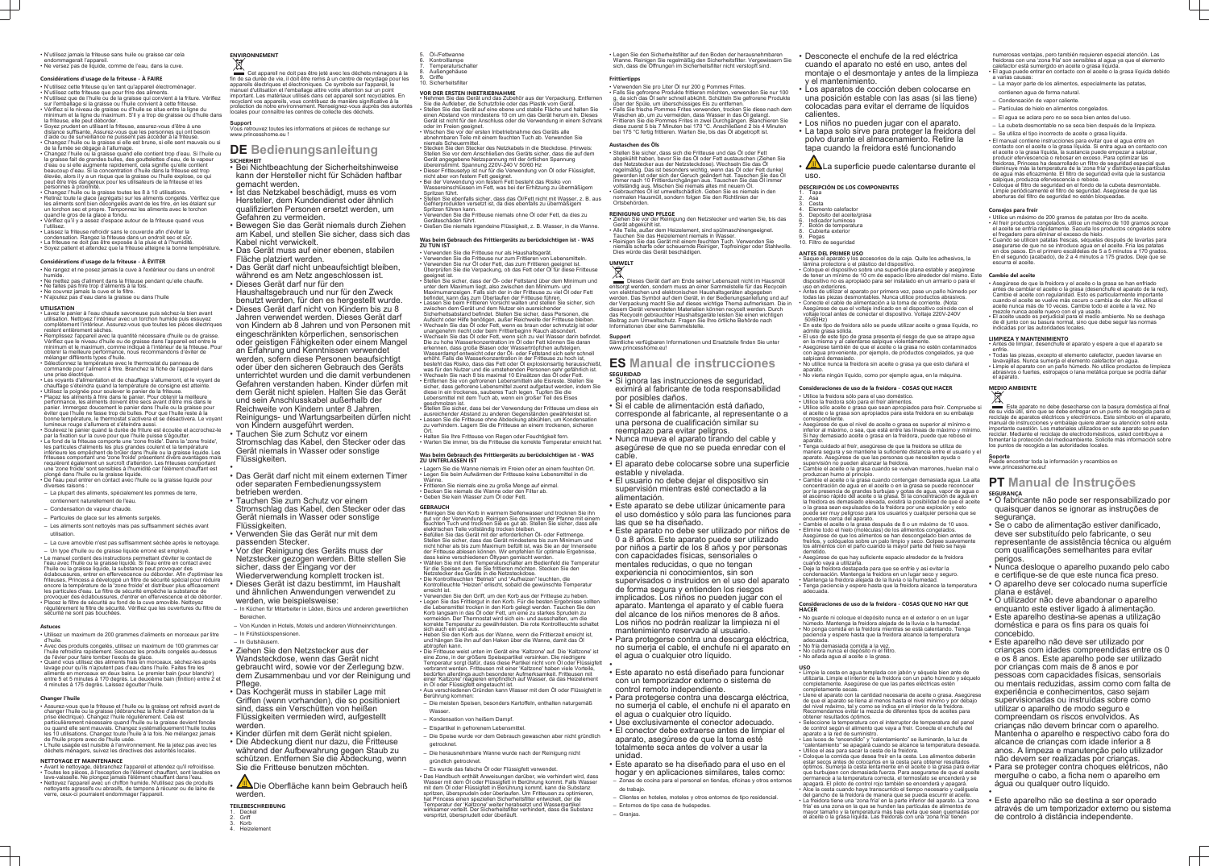- N'utilisez jamais la friteuse sans huile ou graisse car cela endommagerait l'appareil.
- Ne versez pas de liquide, comme de l'eau, dans la cuve.

### Considérations d'usage de la friteuse – À FAIRE

- N'utilisez cette friteuse qu'en tant qu'appareil électroménager.
- N'utilisez cette friteuse que pour frire des aliments.
- N'utilisez que de l'huile ou de la graisse qui convient à la friture. Vérifiez sur l'emballage si la graisse ou l'huile convient à cette friteuse.
- Vérifiez si le niveau de graisse ou d'huile se situe entre la ligne du minimum et la ligne du maximum. S'il y a trop de graisse ou d'huile dans la friteuse, elle peut déborder.
- Soyez prudent en utilisant la friteuse, assurez-vous d'être à une distance suffisante. Assurez-vous que les personnes qui ont besoin d'aide ou de surveillance ne puissent pas accéder à la friteuse.
- Changez l'huile ou la graisse si elle est brune, si elle sent mauvais ou si de la fumée se dégage à l'allumage.
- Changez l'huile ou la graisse quand elle contient trop d'eau. Si l'huile ou la graisse fait de grandes bulles, des gouttelettes d'eau, de la vapeur d'eau ou si elle augmente rapidement, cela signifie qu'elle contient beaucoup d'eau. Si la concentration d'huile dans la friteuse est trop élevée, alors il y a un risque que la graisse ou l'huile explose, ce qui peut être très dangereux pour les utilisateurs de la friteuse et les personnes à proximité.
- Changez l'huile ou la graisse toutes les 8 à 10 utilisations.
- Retirez toute la glace (spiégats) sur les aliments congelés. Vérifiez que les aliments sont bien décongelés avant de les frire, en les étalant sur un torchon sec et propre. Tamponnez les aliments avec le torchon quand le gros de la glace a fondu.
- Vérifiez qu'il y a assez d'espace autour de la friteuse quand vous l'utilisez.
- Laissez la friteuse refroidir sans le couvercle afin d'éviter la condensation. Rangez la friteuse dans un endroit sec et sûr.
- La friteuse ne doit pas être exposée à la pluie et à l'humidité.
- Soyez patient et attendez que la friteuse atteigne la bonne température.

### Considérations d'usage de la friteuse – À ÉVITER

- Ne rangez et ne posez jamais la cuve à l'extérieur ou dans un endroit humide.
- Ne mettez pas d'aliment dans la friteuse pendant qu'elle chauffe.
- Ne faites pas frire trop d'aliments à la fois.
- Ne couvrez jamais la cuve et le filtre.
- N'ajoutez pas d'eau dans la graisse ou dans l'huile.

### UTILISATION

- Lavez le panier à l'eau chaude savonneuse puis séchez-la bien avant utilisation. Nettoyez l'intérieur avec un torchon humide puis essuyez complètement l'intérieur. Assurez-vous que toutes les pièces électriques restent entièrement sèches.
- Remplissez l'appareil avec la quantité nécessaire d'huile ou de graisse. Vérifiez que le niveau d'huile ou de graisse dans l'appareil est entre le minimum et le maximum, comme indiqué à l'intérieur de la friteuse. Pour obtenir le meilleur performance, nous recommandons d'éviter de mélanger différents types d'huile.
- Sélectionnez la température avec le thermostat du panneau de commande pour l'aliment à frire. Branchez la fiche de l'appareil dans une prise électrique.
- Les voyants d'alimentation et de chauffage s'allumeront, et le voyant de chauffage s'éteindra quand la température de consigne est atteinte.
- Utilisez la poignée pour soulever le panier de la friteuse.
- Placez les aliments à frire dans le panier. Pour obtenir la meilleure performance, les aliments doivent être secs avant d'être mis dans le panier. Immergez doucement le panier dans l'huile ou la graisse pour éviter que l'huile ne fasse trop de bulles. Pour que l'huile reste à la bonne température, le thermostat s'activera et se désactivera. Le voyant lumineux rouge s'allumera et s'éteindra aussi.
- Soulevez le panier quand la durée de friture est écoulée et accrochez-le par la fixation sur la cuve pour que l'huile puisse s'égoutter.
- Le fond de la friteuse comporte une 'zone froide'. Dans la 'zone froide', les particules d'aliments les plus grandes coulent et la température inférieure les empêchent de brûler dans l'huile ou la graisse liquide. Les friteuses comportant une 'zone froide' présentent divers avantages mais requièrent également un surcroît d'attention. Les friteuses comportant une 'zone froide' sont sensibles à l'humidité car l'élément chauffant est plongé dans l'huile ou la graisse liquide.
- De l'eau peut entrer en contact avec l'huile ou la graisse liquide pour diverses raisons :
  - La plupart des aliments, spécialement les pommes de terre, contiennent naturellement de l'eau.
  - Condensation de vapeur chaude.
  - Particules de glace sur les aliments surgelés.
  - Les aliments sont nettoyés mais pas suffisamment séchés avant utilisation.
  - La cuve amovible n'est pas suffisamment séchée après le nettoyage.
  - Un type d'huile ou de graisse liquide erroné est employé.
- Le manuel contient des instructions permettant d'éviter le contact de l'eau avec l'huile ou la graisse liquide. Si l'eau entre en contact avec l'huile ou la graisse liquide, la substance peut provoquer des éclaboussures, entrer en effervescence ou déborder. Afin d'optimiser les friteuses, Princess a développé un filtre de sécurité spécial pour réduire encore la température de la 'zone froide' et distribuer plus efficacement les particules d'eau. Le filtre de sécurité empêche la substance de provoquer des éclaboussures, d'entrer en effervescence et de déborder.
- Placez le filtre de sécurité au fond de la cuve amovible. Nettoyez régulièrement le filtre de sécurité. Vérifiez que les ouvertures du filtre de sécurité ne sont pas bouchées.

### Astuces

- Utilisez un maximum de 200 grammes d'aliments en morceaux par litre d'huile.
- Avec des produits congelés, utilisez un maximum de 100 grammes car l'huile refroidira rapidement. Secouez les produits congelés au-dessus de l'évier pour faire tomber l'excès de glace.
- Quand vous utilisez des aliments frais en morceaux, séchez-les après lavage pour qu'ils n'ajoutent pas d'eau dans l'huile. Faites frire les aliments en morceaux en deux bains. Le premier bain (pour blanchir) entre 5 et 5 minutes à 170 degrés. Le deuxième bain (finition) entre 2 et 4 minutes à 175 degrés. Laissez égoutter l'huile.

### Changer l'huile

- Assurez-vous que la friteuse et l'huile ou la graisse ont refroidi avant de changer l'huile ou la graisse (débranchez la fiche d'alimentation de la prise électrique). Changez l'huile régulièrement. Cela est particulièrement nécessaire quand l'huile ou la graisse devient foncée ou quand elle sent mauvais. Changez systématiquement l'huile toutes les 10 utilisations. Changez toute l'huile à la fois. Ne mélangez jamais de l'huile propre avec de l'huile usée.
- L'huile usagée est nuisible à l'environnement. Ne la jetez pas avec les déchets ménagers, suivez les directives des autorités locales.

### NETTOYAGE ET MAINTENANCE

- Avant le nettoyage, débranchez l'appareil et attendez qu'il refroidisse.
- Toutes les pièces, à l'exception de l'élément chauffant, sont lavables en lave-vaisselle. Ne plongez jamais l'élément chauffant dans l'eau.
- Nettoyez l'appareil avec un chiffon humide. N'utilisez pas de produits nettoyants agressifs ou abrasifs, de tampons à récurer ou de laine de verre, ceux-ci pourraient endommager l'appareil.

### ENVIRONNEMENT

Cet appareil ne doit pas être jeté avec les déchets ménagers à la fin de sa durée de vie, il doit être remis à un centre de recyclage pour les appareils électriques et électroniques. Ce symbole sur l'appareil, le manuel d'utilisation et l'emballage attire votre attention sur un point important. Les matériaux utilisés dans cet appareil sont recyclables. En recyclant vos appareils, vous contribuez de manière significative à la protection de notre environnement. Renseignez-vous auprès des autorités locales pour connaître les centres de collecte des déchets.

### Support

Vous retrouvez toutes les informations et pièces de rechange sur www.princesshome.eu !

# DE Bedienungsanleitung

### SICHERHEIT

- Bei Nichtbeachtung der Sicherheitshinweise kann der Hersteller nicht für Schäden haftbar gemacht werden.
- Ist das Netzkabel beschädigt, muss es vom Hersteller, dem Kundendienst oder ähnlich qualifizierten Personen ersetzt werden, um Gefahren zu vermeiden.
- Bewegen Sie das Gerät niemals durch Ziehen am Kabel, und stellen Sie sicher, dass sich das Kabel nicht verwickelt.
- Das Gerät muss auf einer ebenen, stabilen Fläche platziert werden.
- Das Gerät darf nicht unbeaufsichtigt bleiben, während es am Netz angeschlossen ist.
- Dieses Gerät darf nur für den Haushaltsgebrauch und nur für den Zweck benutzt werden, für den es hergestellt wurde.
- Dieses Gerät darf nicht von Kindern bis zu 8 Jahren verwendet werden. Dieses Gerät darf von Kindern ab 8 Jahren und von Personen mit eingeschränkten körperlichen, sensorischen oder geistigen Fähigkeiten oder einem Mangel an Erfahrung und Kenntnissen verwendet werden, sofern diese Personen beaufsichtigt oder über den sicheren Gebrauch des Geräts unterrichtet wurden und die damit verbundenen Gefahren verstanden haben. Kinder dürfen mit dem Gerät nicht spielen. Halten Sie das Gerät und sein Anschlusskabel außerhalb der Reichweite von Kindern unter 8 Jahren. Reinigungs- und Wartungsarbeiten dürfen nicht von Kindern ausgeführt werden.
- Tauchen Sie zum Schutz vor einem Stromschlag das Kabel, den Stecker oder das Gerät niemals in Wasser oder sonstige Flüssigkeiten.
- Das Gerät darf nicht mit einem externen Timer oder separaten Fernbedienungssystem betrieben werden.
- Tauchen Sie zum Schutz vor einem Stromschlag das Kabel, den Stecker oder das Gerät niemals in Wasser oder sonstige Flüssigkeiten.
- Verwenden Sie das Gerät nur mit dem passenden Stecker.
- Vor der Reinigung des Geräts muss der Netzstecker gezogen werden. Bitte stellen Sie sicher, dass der Eingang vor der Wiederverwendung komplett trocken ist.
- Dieses Gerät ist dazu bestimmt, im Haushalt und ähnlichen Anwendungen verwendet zu werden, wie beispielsweise:
  - In Küchen für Mitarbeiter in Läden, Büros und anderen gewerblichen Bereichen.
  - Von Kunden in Hotels, Motels und anderen Wohneinrichtungen.
  - In Frühstückspensionen.
  - In Gutshäusern.
- Ziehen Sie den Netzstecker aus der Wandsteckdose, wenn das Gerät nicht gebraucht wird, sowie vor der Zerlegung bzw. dem Zusammenbau und vor der Reinigung und Pflege.
- Das Kochgerät muss in stabiler Lage mit Griffen (wenn vorhanden), die so positioniert sind, dass ein Verschütten von heißen Flüssigkeiten vermieden wird, aufgestellt werden.
- Kinder dürfen mit dem Gerät nicht spielen.
- Die Abdeckung dient nur dazu, die Fritteuse während der Aufbewahrung gegen Staub zu schützen. Entfernen Sie die Abdeckung, wenn Sie die Fritteuse benutzen möchten.
- Die Oberfläche kann beim Gebrauch heiß werden.

### TEILEBESCHREIBUNG

1. Deckel
2. Griff
3. Korb
4. Heizelement
5. Öl-/Fettwanne
6. Kontrolllampe
7. Temperaturschalter
8. Außengehäuse
9. Griffe
10. Sicherheitsfilter

### VOR DER ERSTEN INBETRIEBNAHME

- Nehmen Sie das Gerät und das Zubehör aus der Verpackung. Entfernen Sie die Aufkleber, die Schutzfolie oder das Plastik vom Gerät.
- Stellen Sie das Gerät auf eine ebene und stabile Fläche und halten Sie einen Abstand von mindestens 10 cm um das Gerät herum ein. Dieses Gerät ist nicht für den Anschluss oder die Verwendung in einem Schrank oder im Freien geeignet.
- Wischen Sie vor der ersten Inbetriebnahme des Geräts alle abnehmbaren Teile mit einem feuchten Tuch ab. Verwenden Sie niemals Scheuermittel.
- Stecken Sie den Stecker des Netzkabels in die Steckdose. (Hinweis: Stellen Sie vor dem Anschließen des Geräts sicher, dass die auf dem Gerät angegebene Netzspannung mit der örtlichen Spannung übereinstimmt. Spannung 220V-240 V 50/60 Hz
- Dieser Fritteusetyp ist nur für die Verwendung von Öl oder Flüssigfett, nicht aber von festem Fett geeignet.
- Bei der Verwendung von festem Fett besteht das Risiko von Wasserstoffschäden im Fett, was bei der Erhitzung zu übermäßigem Spritzen führt.
- Stellen Sie ebenfalls sicher, dass das Öl/Fett nicht mit Wasser, z. B. aus Gefrierprodukten versetzt ist, da dies ebenfalls zu übermäßigem Spritzen führen kann.
- Verwenden Sie die Fritteuse niemals ohne Öl oder Fett, da dies zu Geräteschäden führt.
- Gießen Sie niemals irgendeine Flüssigkeit, z. B. Wasser, in die Wanne.

### Was beim Gebrauch des Frittiergeräts zu berücksichtigen ist - WAS ZU TUN IST

- Verwenden Sie die Fritteuse nur als Haushaltsgerät.
- Verwenden Sie die Fritteuse nur zum Frittieren von Lebensmitteln.
- Verwenden Sie nur Öl oder Fett, das zum Frittieren geeignet ist. Überprüfen Sie die Verpackung, ob das Fett oder Öl für diese Fritteuse geeignet ist.
- Stellen Sie sicher, dass der Öl- oder Fettstand über dem Minimum und unter dem Maximum liegt, also zwischen den Minimum- und Maximumanzeigen. Falls sich der in der Fritteuse zu viel Öl oder Fett befindet, kann das zum Überlaufen der Fritteuse führen.
- Lassen Sie beim Frittieren Vorsicht walten und stellen Sie sicher, sich zwischen dem Gerät und dem Gerät mit einer ausreichender Sicherheitsabstand befindet. Stellen Sie sicher, dass Personen, die Aufsicht oder Hilfe benötigen, außer Reichweite der Fritteuse bleiben.
- Wechseln Sie das Öl oder Fett, wenn es braun oder schmutzig ist oder unangenehm riecht oder beim Frittierbeginn Rauch absondert.
- Wechseln Sie das Öl oder Fett, wenn sich zu viel Wasser darin befindet. Die zu hohe Wasserkonzentration im Öl oder Fett können Sie daran erkennen, dass große Blasen oder Wassertröpfchen aufsteigen, Wasserdampf entweicht oder der Öl- oder Fettstand sich sehr schnell erhöht. Falls die Wasserkonzentration in der Fritteuse zu hoch ist, besteht das Risiko, dass das Fett oder Öl explosionsartig herausschießt, was für den Nutzer und die umstehenden Personen sehr gefährlich ist.
- Wechseln Sie nach 8 bis maximal 10 Einsätzen das Öl oder Fett.
- Entfernen Sie von gefrorenen Lebensmitteln alle Eisreste. Stellen Sie sicher, dass gefrorene Lebensmittel zuerst aufgetaut werden, indem Sie diese in ein trockenes, sauberes Tuch legen. Tupfen Sie die Lebensmittel mit dem Tuch ab, wenn ein großer Teil des Eises geschmolzen ist.
- Stellen Sie sicher, dass bei der Verwendung der Fritteuse um diese ein ausreichender Abstand zu anderen Gegenständen gewährleistet ist.
- Lassen Sie die Fritteuse ohne Abdeckung abkühlen, um Kondensation zu vermeiden. Lagern Sie die Fritteuse an einem trockenen, sicheren Ort.
- Halten Sie Ihre Fritteuse von Regen oder Feuchtigkeit fern.
- Warten Sie immer, bis die Fritteuse die korrekte Temperatur erreicht hat.

### Was beim Gebrauch des Frittiergeräts zu berücksichtigen ist - WAS ZU UNTERLASSEN IST

- Lagern Sie die Wanne niemals im Freien oder an einem feuchten Ort.
- Legen Sie beim Aufwärmen der Fritteuse keine Lebensmittel in die Wanne.
- Frittieren Sie niemals eine zu große Menge auf einmal.
- Decken Sie niemals die Wanne oder den Filter ab.
- Geben Sie kein Wasser zum Öl oder Fett.

### GEBRAUCH

- Reinigen Sie den Korb in warmem Seifenwasser und trocknen Sie ihn gut vor der Verwendung. Reinigen Sie das Innere der Pfanne mit einem feuchten Tuch und trocknen Sie es gut ab. Stellen Sie sicher, dass alle elektrischen Teile vollständig trocken bleiben.
- Befüllen Sie das Gerät mit der erforderlichen Öl- oder Fettmenge. Stellen Sie sicher, dass das Gerät mindestens bis zum Minimum und nicht höher als bis zum Maximum befüllt ist, was Sie an der Innenseite der Fritteuse ablesen können. Wir empfehlen für optimale Ergebnisse, dass keine verschiedenen Ölsorten gemischt werden.
- Wählen Sie mit dem Temperaturschalter am Bedienfeld die Temperatur für die Speisen aus, die Sie frittieren möchten. Stecken Sie den Netzstecker des Geräts in die Netzsteckdose.
- Die Kontrollleuchten "Betrieb" und "Aufheizen" leuchten, die Kontrollleuchte "Heizen" erlischt, sobald die gewünschte Temperatur erreicht ist.
- Verwenden Sie den Griff, um den Korb aus der Fritteuse zu heben.
- Legen Sie das Frittiergut in den Korb. Für die besten Ergebnisse sollten die Lebensmittel trocken in den Korb gelegt werden. Tauchen Sie den Korb langsam in das Öl oder Fett, um eine zu starke Sprudeln zu vermeiden. Der Thermostat wird sich ein- und ausschalten, um die korrekte Temperatur zu gewährleisten. Die rote Kontrollleuchte schaltet sich auch ein und aus.
- Heben Sie den Korb aus der Wanne, wenn die Frittierzeit erreicht ist, und hängen Sie ihn auf den Haken über die Wanne, damit das Öl abtropfen kann.
- Die Fritteuse weist unten im Gerät eine 'Kaltzone' auf. Die 'Kaltzone' ist eine Zone, in der größere Speisepartikel versinken. Die niedrigere Temperatur sorgt dafür, dass diese Partikel nicht vom Öl oder Flüssigfett verbrannt werden. Fritteusen mit einer 'Kaltzone' haben viele Vorteile, bedürfen allerdings auch besonderer Aufmerksamkeit. Fritteusen mit einer 'Kaltzone' reagieren empfindlich auf Wasser, da das Heizelement in Öl oder Flüssigfett eingetaucht ist.
- Aus verschiedenen Gründen kann Wasser mit dem Öl oder Flüssigfett in Berührung kommen:
  - Die meisten Speisen, besonders Kartoffeln, enthalten naturgemäß Wasser.
  - Kondensation von heißem Dampf.
  - Eispartikel in gefrorenen Lebensmittel.
  - Die Speise wurde vor dem Gebrauch gewaschen aber nicht gründlich getrocknet.
  - Die herausnehmbare Wanne wurde nach der Reinigung nicht gründlich getrocknet.
  - Es wurde das falsche Öl oder Flüssigfett verwendet.
- Das Handbuch enthält Anweisungen darüber, wie verhindert wird, dass Wasser mit dem Öl oder Flüssigfett in Berührung kommt. Falls Wasser mit dem Öl oder Flüssigfett in Berührung kommt, kann die Substanz spritzen, überspruden oder überlaufen. Um Fritteusen zu optimieren, hat Princess einen speziellen Sicherheitsfilter entwickelt, der die Temperatur der 'Kaltzone' weiter herabsetzt und Wasserpartikel wirksamer verteilt. Der Sicherheitsfilter verhindert, dass die Substanz verspritzt, übersprudelt oder überläuft.
- Legen Sie den Sicherheitsfilter auf den Boden der herausnehmbaren Wanne. Reinigen Sie regelmäßig den Sicherheitsfilter. Vergewissern Sie sich, dass die Öffnungen im Sicherheitsfilter nicht verstopft sind.

### Frittiertipps

- Verwenden Sie pro Liter Öl nur 200 g Pommes Frites.
- Falls Sie gefrorene Produkte frittieren möchten, verwenden Sie nur 100 g, da sich das Öl sehr schnell abkühlt. Schütteln Sie gefrorene Produkte über der Spüle, um überschüssiges Eis zu entfernen.
- Falls Sie frische Pommes Frites verwenden, trocknen Sie diese nach dem Waschen ab, um zu vermeiden, dass Wasser in das Öl gelangt. Frittieren Sie die Pommes Frites in zwei Durchgängen. Blanchieren Sie diese zuerst 5 bis 7 Minuten bei 170 °C. Anschließend 2 bis 4 Minuten bei 175 °C fertig frittieren. Warten Sie, bis das Öl abgetropft ist.

### Austauschen des Öls

- Stellen Sie sicher, dass sich die Fritteuse und das Öl oder Fett abgekühlt haben, bevor Sie das Öl oder Fett austauschen (Ziehen Sie den Netzstecker aus der Netzsteckdose). Wechseln Sie das Öl regelmäßig. Das ist besonders wichtig, wenn das Öl oder Fett dunkel geworden ist oder sich der Geruch geändert hat. Tauschen Sie das Öl immer nach 10 Frittierdurchgängen aus. Tauschen Sie das Öl immer vollständig aus. Mischen Sie niemals altes mit neuem Öl.
- Gebrauchtes Öl ist umweltschädlich. Geben Sie es niemals in den normalen Hausmüll, sondern folgen Sie den Richtlinien der Ortsbehörden.

### REINIGUNG UND PFLEGE

- Ziehen Sie vor der Reinigung den Netzstecker und warten Sie, bis das Gerät abgekühlt ist.
- Alle Teile, außer dem Heizelement, sind spülmaschinengeeignet. Tauchen Sie das Heizelement niemals in Wasser.
- Reinigen Sie das Gerät mit einem feuchten Tuch. Verwenden Sie niemals scharfe oder scheuernde Reiniger, Topfreiniger oder Stahlwolle. Dies würde das Gerät beschädigen.

### UMWELT

Dieses Gerät darf am Ende seiner Lebenszeit nicht im Hausmüll entsorgt werden, sondern muss an einer Sammelstelle für das Recyceln von elektrischen und elektronischen Haushaltsgeräten abgegeben werden. Das Symbol auf dem Gerät, in der Bedienungsanleitung und auf der Verpackung macht Sie auf dieses wichtige Thema aufmerksam. Die in diesem Gerät verwendeten Materialien können recycelt werden. Durch das Recyceln gebrauchter Haushaltsgeräte leisten Sie einen wichtigen Beitrag zum Umweltschutz. Fragen Sie Ihre örtliche Behörde nach Informationen über eine Sammelstelle.

### Support

Sämtliche verfügbaren Informationen und Ersatzteile finden Sie unter www.princesshome.eu!

# ES Manual de instrucciones

### SEGURIDAD

- Si ignora las instrucciones de seguridad, eximirá al fabricante de toda responsabilidad por posibles daños.
- Si el cable de alimentación está dañado, corresponde al fabricante, al representante o a una persona de cualificación similar su reemplazo para evitar peligros.
- Nunca mueva el aparato tirando del cable y asegúrese de que no se pueda enredar con el cable.
- El aparato debe colocarse sobre una superficie estable y nivelada.
- El usuario no debe dejar el dispositivo sin supervisión mientras esté conectado a la alimentación.
- Este aparato se debe utilizar únicamente para el uso doméstico y sólo para las funciones para las que se ha diseñado.
- Este aparato no debe ser utilizado por niños de 0 a 8 años. Este aparato puede ser utilizado por niños a partir de los 8 años y por personas con capacidades físicas, sensoriales o mentales reducidas, o que no tengan experiencia ni conocimientos, sin son supervisados o instruidos en el uso del aparato de forma segura y entienden los riesgos implicados. Los niños no pueden jugar con el aparato. Mantenga el aparato y el cable fuera del alcance de los niños menores de 8 años. Los niños no podrán realizar la limpieza ni el mantenimiento reservado al usuario.
- Para protegerse contra una descarga eléctrica, no sumerja el cable, el enchufe ni el aparato en el agua o cualquier otro líquido.
- Este aparato no está diseñado para funcionar con un temporizador externo o sistema de control remoto independiente.
- Para protegerse contra una descarga eléctrica, no sumerja el cable, el enchufe ni el aparato en el agua o cualquier otro líquido.
- Use exclusivamente el conector adecuado.
- El conector debe extraerse antes de limpiar el aparato, asegúrese de que la toma esté totalmente seca antes de volver a usar la unidad.
- Este aparato se ha diseñado para el uso en el hogar y en aplicaciones similares, tales como:
  - Zonas de cocina para el personal en tiendas, oficinas y otros entornos de trabajo.
  - Clientes en hoteles, moteles y otros entornos de tipo residencial.
  - Entornos de tipo casa de huéspedes.
  - Granjas.
- Desconecte el enchufe de la red eléctrica cuando el aparato no esté en uso, antes del montaje o el desmontaje y antes de la limpieza y el mantenimiento.
- Los aparatos de cocción deben colocarse en una posición estable con las asas (si las tiene) colocadas para evitar el derrame de líquidos calientes.
- Los niños no pueden jugar con el aparato.
- La tapa solo sirve para proteger la freidora del polvo durante el almacenamiento. Retire la tapa cuando la freidora esté funcionando
- La superficie puede calentarse durante el uso.

### DESCRIPCIÓN DE LOS COMPONENTES

1. Tapa
2. Asa
3. Cesta
4. Elemento calefactor
5. Depósito del aceite/grasa
6. Indicador luminoso
7. Botón de temperatura
8. Cubierta exterior
9. Pegas
10. Filtro de seguridad

### ANTES DEL PRIMER USO

- Saque el aparato y los accesorios de la caja. Quite los adhesivos, la lámina protectora o el plástico del dispositivo.
- Coloque el dispositivo sobre una superficie plana estable y asegúrese de tener un mínimo de 10 cm de espacio libre alrededor del mismo. Este dispositivo no es apropiado para ser instalado en un armario o para el uso en exteriores.
- Antes de utilizar el aparato por primera vez, pase un paño húmedo por todas las piezas desmontables. Nunca utilice productos abrasivos.
- Conecte el cable de alimentación a la toma de corriente. (Nota: Asegúrese de que el voltaje indicado en el dispositivo coincide con el voltaje local antes de conectar el dispositivo. Voltaje 220V-240V 50/60Hz)
- En este tipo de freidora sólo se puede utilizar aceite o grasa líquida, no admite grasa sólida.
- El uso de este tipo de grasa presenta el riesgo de que se atrape agua en la misma y al calentarse salpique violentamente.
- Asegúrese también de que el aceite o la grasa no estén contaminados con agua proveniente, por ejemplo, de productos congelados, ya que salpicará demasiado.
- No utilice nunca la freidora sin aceite o grasa ya que esto dañará el aparato.
- No vierta ningún líquido, como por ejemplo agua, en la máquina.

### Consideraciones de uso de la freidora - COSAS QUE HACER

- Utilice la freidora sólo para el uso doméstico.
- Utilice la freidora sólo para el freír alimentos.
- Utilice sólo aceite o grasa que sean apropiados para freír. Compruebe si el aceite o la grasa son apropiados para esta freidora en su embalaje correspondiente.
- Asegúrese de que el nivel de aceite o grasa es superior al mínimo e inferior al máximo, o sea, que está entre las líneas de máximo y mínimo. Si hay demasiado aceite o grasa en la freidora, puede que rebose el aparato.
- Tenga cuidado al freír, asegúrese de que la freidora se utiliza de manera segura y se mantiene la suficiente distancia entre el usuario y el aparato. Asegúrese de que las personas que necesiten ayuda o supervisión no pueden alcanzar la freidora.
- Cambie el aceite o la grasa cuando se vuelvan marrones, huelan mal o produzcan humo al principio.
- Cambie el aceite o la grasa cuando contengan demasiada agua. La alta concentración de agua en el aceite o en la grasa se puede reconocer por la presencia de grandes burbujas y gotas de agua, vapor de agua o el aumento rápido del aceite o la grasa. Si la concentración de agua en la freidora es demasiado elevada, existirá la posibilidad de que el aceite o la grasa sean expulsados de la freidora por una explosión y esto puede ser muy peligroso para los usuarios y cualquier persona que se encuentre cerca del aparato.
- Cambie el aceite o la grasa después de 8 o un máximo de 10 usos.
- Elimine todo el hielo (moléculas) de los alimentos congelados. Asegúrese de que los alimentos se han descongelado bien antes de freírlos, y colóquelos sobre un paño limpio y seco. Golpee suavemente los alimentos con el paño cuando la mayor parte del hielo se haya derretido.
- Asegúrese de que hay suficiente espacio alrededor de la freidora cuando vaya a utilizarla.
- Deje la freidora destapada para que se enfríe y así evitar la condensación. Mantenga la freidora en un lugar seco y seguro.
- Mantenga la freidora alejada de la lluvia o la humedad.
- Tenga paciencia y espere hasta que la freidora alcance la temperatura adecuada.

### Consideraciones de uso de la freidora - COSAS QUE NO HAY QUE HACER

- No guarde ni coloque el depósito nunca en el exterior o en un lugar húmedo. Mantenga la freidora alejada de la lluvia o la humedad.
- No ponga comida en la freidora mientras se está calentando. Tenga paciencia y espere hasta que la freidora alcance la temperatura adecuada.
- No fría demasiada comida a la vez.
- No cubra nunca el depósito ni el filtro.
- No añada agua al aceite o la grasa.

### USO

- Limpie la cesta en agua templada con jabón y séquela bien ante de utilizarla. Limpie el interior de la freidora con un paño húmedo y séquelo completamente. Asegúrese de que las partes eléctricas estén completamente secas.
- Llene el aparato con la cantidad necesaria de aceite o grasa. Asegúrese de que el aparato se llena al menos hasta el nivel mínimo y por debajo del nivel máximo, tal y como se indica en el interior de la freidora. Recomendamos evitar la mezcla de diferentes tipos de aceites para obtener resultados óptimos.
- Seleccione la temperatura con el interruptor de temperatura del panel de control según el alimento que vaya a freír. Conecte el enchufe del aparato a la red de suministro.
- Las luces de "encendido" y "calentamiento" se iluminarán, la luz de "calentamiento" se apagará cuando se alcance la temperatura deseada.
- Utilice el asa para sacar la cesta de la freidora.
- Coloque la comida que desea freír en la cesta. Los alimentos deberán estar secos antes de colocarlos en la cesta para obtener resultados óptimos. Sumerja la cesta lentamente en el aceite o la grasa para evitar que burbujeen con demasiada fuerza. Para asegurarse de que el aceite permanece a la temperatura correcta, el termostato se encenderá y se apagará. El piloto de control rojo también se encenderá y apagará.
- Alce la cesta cuando haya transcurrido el tiempo necesario y cuélguela del gancho de la freidora de manera que se pueda escurrir el aceite.
- La freidora tiene una 'zona fría' en la parte inferior del aparato. La 'zona fría' es una zona en la que se hunden las partículas de alimentos de mayor tamaño y la temperatura más baja evita que sean quemadas por el aceite o la grasa líquida. Las freidoras con una 'zona fría' tienen numerosas ventajas, pero también requieren especial atención. Las freidoras con una 'zona fría' son sensibles al agua ya que el elemento calefactor está sumergido en aceite o grasa líquida.
- El agua puede entrar en contacto con el aceite o la grasa líquida debido a varias causas:
  - La mayor parte de los alimentos, especialmente las patatas, contienen agua de forma natural.
  - Condensación de vapor caliente.
  - Partículas de hielo en alimentos congelados.
  - El agua se aclara pero no se seca bien antes del uso.
  - La cubeta desmontable no se seca bien después de la limpieza.
  - Se utiliza el tipo incorrecto de aceite o grasa líquida.
- El manual contiene instrucciones para evitar que el agua entre en contacto con el aceite o la grasa líquida. Si entra agua en contacto con el aceite o la grasa líquida, la sustancia puede empezar a salpicar, producir efervescencia o rebosar en exceso. Para optimizar las freidoras, Princess ha desarrollado un filtro de seguridad especial que disminuye más la temperatura de la 'zona fría' y distribuye las partículas de agua más eficazmente. El filtro de seguridad evita que la sustancia salpique, produzca efervescencia o rebose.
- Coloque el filtro de seguridad en el fondo de la cubeta desmontable. Limpie periódicamente el filtro de seguridad. Asegúrese de que las aberturas del filtro de seguridad no estén bloqueadas.

### Consejos para freír

- Utilice un máximo de 200 gramos de patatas por litro de aceite.
- Al freír productos congelados, utilice un máximo de 100 gramos porque el aceite se enfría rápidamente. Sacuda los productos congelados sobre el fregadero para eliminar el exceso de hielo.
- Cuando se utilicen patatas frescas, séquelas después de lavarlas para asegurarse de que no se introduce agua en el aceite. Fría las patatas en dos pasos. En el primero escáldelas de 5 a 5 minutos a 170 grados. En el segundo (acabado), de 2 a 4 minutos a 175 grados. Deje que se escurra el aceite.

### Cambio del aceite

- Asegúrese de que la freidora y el aceite o la grasa se han enfriado antes de cambiar el aceite o la grasa (desenchufe el aparato de la red). Cambie el aceite con regularidad. Esto es particularmente importante cuando el aceite se vuelva más oscuro o cambia de olor. No utilice el aceite nunca más de 10 veces. Cambie todo el aceite a la vez. No mezcle nunca aceite nuevo con el ya usado.
- El aceite usado es perjudicial para el medio ambiente. No se deshaga de él junto con su basura normal, sino que debe seguir las normas indicadas por las autoridades locales.

### LIMPIEZA Y MANTENIMIENTO

- Antes de limpiar, desenchufe el aparato y espere a que el aparato se enfríe.
- Todas las piezas, excepto el elemento calefactor, pueden lavarse en lavavajillas. Nunca sumerja el elemento calefactor en agua.
- Limpie el aparato con un paño húmedo. No utilice productos de limpieza abrasivos o fuertes, estropajos o lana metálica porque se podría dañar el aparato.

### MEDIO AMBIENTE

Este aparato no debe desecharse con la basura doméstica al final de su vida útil, sino que se debe entregar en un punto de recogida para el reciclaje de aparatos eléctricos y electrónicos. Este símbolo en el aparato, manual de instrucciones y embalaje quiere atraer su atención sobre esta importante cuestión. Los materiales utilizados en este aparato se pueden reciclar. Mediante el reciclaje de electrodomésticos, usted contribuye a fomentar la protección del medioambiente. Solicite más información sobre los puntos de recogida a las autoridades locales.

### Soporte

Puede encontrar toda la información y recambios en www.princesshome.eu!

# PT Manual de Instruções

### SEGURANÇA

- O fabricante não pode ser responsabilizado por quaisquer danos se ignorar as instruções de segurança.
- Se o cabo de alimentação estiver danificado, deve ser substituído pelo fabricante, o seu representante de assistência técnica ou alguém com qualificações semelhantes para evitar perigos.
- Nunca desloque o aparelho puxando pelo cabo e certifique-se de que este nunca fica preso.
- O aparelho deve ser colocado numa superfície plana e estável.
- O utilizador não deve abandonar o aparelho enquanto este estiver ligado à alimentação.
- Este aparelho destina-se apenas a utilização doméstica e para os fins para os quais foi concebido.
- Este aparelho não deve ser utilizado por crianças com idades compreendidas entre os 0 e os 8 anos. Este aparelho pode ser utilizado por crianças com mais de 8 anos e por pessoas com capacidades físicas, sensoriais ou mentais reduzidas, assim como com falta de experiência e conhecimentos, caso sejam supervisionadas ou instruídas sobre como utilizar o aparelho de modo seguro e compreendam os riscos envolvidos. As crianças não devem brincar com o aparelho. Mantenha o aparelho e respectivo cabo fora do alcance de crianças com idade inferior a 8 anos. A limpeza e manutenção pelo utilizador não devem ser realizadas por crianças.
- Para se proteger contra choques eléctricos, não mergulhe o cabo, a ficha nem o aparelho em água ou qualquer outro líquido.
- Este aparelho não se destina a ser operado através de um temporizador externo ou sistema de controlo à distância independente.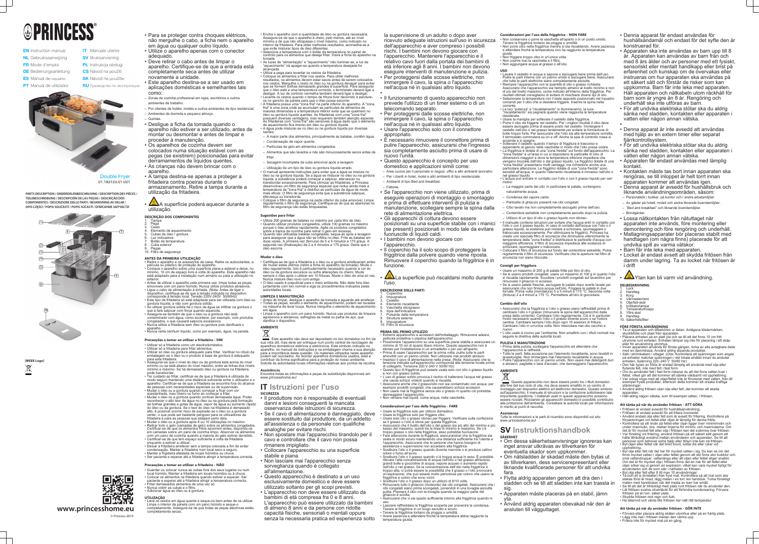# PRINCESS

| | |
|---|---|
| **EN** Instruction manual | **IT** Manuale utente |
| **NL** Gebruiksaanwijzing | **SV** Bruksanvisning |
| **FR** Mode d'emploi | **PL** Instrukcja obsługi |
| **DE** Bedienungsanleitung | **CS** Návod na použití |
| **ES** Manual de usuario | **SK** Návod na použitie |
| **PT** Manual de utilizador | **RU** Руководство по эксплуатации |

Double Fryer
01.183123.01.001

**PARTS DESCRIPTION / ONDERDELENBESCHRIJVING / DESCRIPTION DES PIÈCES / TEILEBESCHREIBUNG / DESCRIPCIÓN DE LAS PIEZAS / DESCRIÇÃO DOS COMPONENTES / DESCRIZIONE DELLE PARTI / BESKRIVNING AV DELAR / OPIS CZĘŚCI / POPIS SOUČÁSTÍ / POPIS SÚČASTÍ / ОПИСАНИЕ ЗАПЧАСТИ**

[WEEE Logo]

www.princesshome.eu

© Princess 2019

- Para se proteger contra choques elétricos, não mergulhe o cabo, a ficha nem o aparelho em água ou qualquer outro líquido.
- Utilize o aparelho apenas com o conector adequado.
- Deve retirar o cabo antes de limpar o aparelho. Certifique-se de que a entrada está completamente seca antes de utilizar novamente a unidade.
- Este aparelho destina-se a ser usado em aplicações domésticas e semelhantes tais como:
  – Zonas de cozinha profissional em lojas, escritórios e outros ambientes de trabalho.
  – Por clientes de hotéis, motéis e outros ambientes do tipo residencial.
  – Ambientes de dormida e pequeno almoço.
  – Quintas.
- Desligue a ficha da tomada quando o aparelho não estiver a ser utilizado, antes de montar ou desmontar e antes de limpar e proceder à manutenção.
- Os aparelhos de cozinha devem ser colocados numa situação estável com as pegas (se existirem) posicionadas para evitar derramamentos de líquidos quentes.
- As crianças não devem brincar com o aparelho.
- A tampa destina-se apenas a proteger a fritadeira contra poeiras durante o armazenamento. Retire a tampa durante a utilização da fritadeira.
- ⚠ A superfície poderá aquecer durante a utilização.

### DESCRIÇÃO DOS COMPONENTES

1. Tampa
2. Pega
3. Cesto
4. Elemento de aquecimento
5. Cubas de óleo / gordura
6. Luz indicadora
7. Botão de temperatura
8. Cuba exterior
9. Pegas
10. Filtro de segurança

### ANTES DA PRIMEIRA UTILIZAÇÃO

- Retire o aparelho e os acessórios da caixa. Retire os autocolantes, a película ou plástico de proteção do aparelho.
- Coloque o aparelho sobre uma superfície plana e estável e deixe, no mínimo, 10 cm de espaço livre à volta do aparelho. Este aparelho não está adaptado para a instalação num armário ou para a utilização no exterior.
- Antes de utilizar o aparelho pela primeira vez, limpe todas as peças amovíveis com um pano húmido. Nunca utilize produtos abrasivos.
- Ligue o cabo de alimentação à tomada. (Nota: Antes de ligar o dispositivo, certifique-se de que a tensão indicada no dispositivo corresponde à tensão local. Tensão 220V-240V 50/60Hz)
- Este tipo de fritadeira só está adaptada para ser utilizada com óleo ou gordura líquida, e não com gordura sólida.
- Ao utilizar gordura sólida há o risco da água se infiltrar na gordura o que a fará salpicar com força quando aquecida.
- Assegure-se também de que o óleo ou a gordura não está contaminado com água, como acontece, por exemplo, com produtos congelados, o que causará salpicos excessivos.
- Nunca utilize a fritadeira sem óleo ou gordura pois danificará o aparelho.
- Nunca verta nenhum líquido, como por exemplo, água, na panela.

### Precauções a tomar ao utilizar a fritadeira - SIM

- Utilizar só a fritadeira como um electrodoméstico.
- Utilizar só a fritadeira para fritar alimentos.
- Utilizar só óleo ou gordura adequado para fritar. Verificar no rótulo da embalagem se o óleo ou o produto à base de gordura é adequado para esta fritadeira.
- Assegurar-se que o nível de óleo ou da gordura está acima do nível mínimo ou se está abaixo do nível máximo, entre as linhas dos níveis mínimo e máximo. Se há demasiado óleo ou gordura na fritadeira, pode transbordar.
- Ter cuidado ao fritar, certificar-se de que a fritadeira é utilizada de modo seguro mantendo uma distância suficiente entre o utilizador e o aparelho. Certificar-se de que a fritadeira se encontra fora do alcance de pessoas com necessidades especiais ou de supervisão.
- Mudar o óleo ou a gordura quando começar a ficar com cor acastanhada, mau cheiro ou fumo ao começar a fritar.
- Mudar o óleo ou a gordura quando contiver demasiada água. Poder reconhecer o alto teor de água do óleo ou na gordura pela formação de bolhas grandes e gotas de água, vapor de água ou aumento rápido do óleo ou da gordura. Se o teor de óleo na fritadeira é demasiado alto, é possível ocorrer risco de explosão se o óleo ou a gordura verter, o que pode ser bastante perigoso para os utilizadores da fritadeira e para as pessoas que estejam perto dela.
- Mudar o óleo ou a gordura após 8 ou 10 utilizações no máximo.
- Retirar todo o gelo (camadas de gelo) sobre os alimentos congelados. Certificar-se de que os alimentos fritos escorrem antes, depositando-os em camadas sobre um pano de cozinha limpo. Absorver os alimentos com um pano de cozinha quando a maioria do gelo estiver derretido.
- Certificar-se de que tem espaço suficiente à volta da fritadeira enquanto a estiver a utilizar.
- Deixar a fritadeira arrefecer sem a tampa colocada a fim de evitar condensação. Manter a fritadeira num local seco e seguro.
- Manter a frigideira afastada de locais húmidos ou chuva.
- Ser paciente e esperar até a fritadeira atingir a temperatura correcta.

### Precauções a tomar ao utilizar a fritadeira - NÃO

- Guardar ou colocar nunca as cubas fora dos seus lugares ou num local húmido. Manter a fritadeira em locais húmidos ou à chuva.
- Colocar os alimentos na fritadeira quando estiver a aquecer. Ser paciente e esperar até a fritadeira atingir a temperatura correcta.
- Fritar demasiados alimentos de uma vez só.
- Nunca cobrir as cubas e o filtro.
- Adicionar água ao óleo ou à gordura.

### UTILIZAÇÃO

- Lave os cestos em água quente e seque-os bem antes de os utilizar. Limpe o interior da panela com um pano húmido e seque-o completamente. Assegure-se de que todas as peças eléctricas estão completamente secas.
- Encha o aparelho com a quantidade de óleo ou gordura necessária. Assegure-se de que o aparelho é cheio, pelo menos, até ao nível mínimo e de que não ultrapassa o nível máximo, como indicado no interior da fritadeira. Para obter melhores resultados, aconselha-se a que evite misturar tipos de óleo diferentes.
- Selecione a temperatura com o botão da temperatura no painel de controlo para os alimentos que deseja fritar. Insira a ficha do aparelho na tomada.
- As luzes de "alimentação" e "aquecimento" irão iluminar-se, a luz de "aquecimento" irá apagar-se quando a temperatura desejada for alcançada.
- Utilize a pega para levantar os cestos da fritadeira.
- Coloque os alimentos a fritar nos cestos. Para obter melhores resultados, os alimentos devem estar secos antes de serem colocados nos cestos. Mergulhe o cesto no óleo ou na gordura devagar para evitar que se formem bolhas demasiado grandes a salpicar. Assegure-se de que o óleo está a uma temperatura correcta, o termóstato deverá ligar e desligar. A luz de controlo vermelha também deverá ligar e desligar.
- Levante os cestos quando o tempo de fritura tiver decorrido e pendure-os no gancho da panela para que o óleo possa escorrer.
- A fritadeira possui uma "zona fria" na parte inferior do aparelho. A "zona fria" é uma zona onde se acumulam as partículas de alimentos de maiores dimensões e a temperatura inferior evita que se queimem no óleo ou gordura líquida quentes. As fritadeiras com uma "zona fria" possuem diversas vantagens, mas requerem também atenção especial. As fritadeiras com "zona fria" são sensíveis à água dado que o elemento de aquecimento fica imerso em óleo ou gordura líquida.
- A água pode misturar-se no óleo ou na gordura líquida por diversas razões:
  – A maior parte dos alimentos, principalmente as batatas, contém água.
  – Condensação de vapor quente.
  – Partículas de gelo em alimentos congelados.
  – Alimentos que são lavados e não são minuciosamente secos antes de fritar.
  – Secagem incompleta da cuba amovível após a lavagem.
  – Utilização de um tipo de óleo ou gordura líquida errado.
- O manual apresenta instruções para evitar que a água se misture no óleo ou na gordura líquida. Se a água se misturar no óleo ou na gordura líquida, a substância poderá começar a salpicar, efervescer ou transbordar excessivamente. Para otimizar as fritadeiras, a Princess desenvolveu um filtro de segurança especial que reduz ainda mais a temperatura da "zona fria" e distribui as partículas de água de modo mais eficaz. O filtro de segurança evita que a substância salpique, efervesça ou transborde.
- Coloque o filtro de segurança na parte inferior da cuba amovível. Limpe regularmente o filtro de segurança. Certifique-se de que as aberturas no filtro de segurança não estão bloqueadas.

### Sugestões para fritar

- Utilize 200 gramas de batatas no máximo por cada litro de óleo.
- Quando utilizar produtos congelados, utilize 100 gramas no máximo porque o óleo arrefece rapidamente. Agite os produtos congelados sobre a banca da cozinha para retirar o gelo em excesso.
- Quando são utilizadas batatas congeladas, seque-as após a lavagem para assegurar que a água não se infiltra no óleo. Frite as batatas em duas vezes. A primeira vez (fervura) de 5 a 5 minutos a 170 graus. A segunda vez (finalização) de 2 a 4 minutos a 175 graus. Deixe que o óleo escorra.

### Mudar o óleo

- Certifique-se de que a fritadeira e o óleo ou a gordura arrefeceram antes de mudar estes últimos (retire a ficha do aparelho da tomada). Mude o óleo regularmente. Isto é particularmente necessário quando a cor do óleo ou da gordura escurece ou sofre alterações no cheiro. Mude sempre o óleo após o utilizar em 10 frituras. Mude o óleo de uma só vez. Nunca misture óleo novo com antigo.
- O óleo usado é prejudicial para o meio ambiente. Não deite fora óleo juntamente com lixo normal e siga os procedimentos indicados pelas autoridades locais.

### LIMPEZA E MANUTENÇÃO

- Antes de limpar, desligue o aparelho da tomada e aguarde até arrefecer.
- Todas as peças, exceto o elemento de aquecimento, podem ser lavadas na máquina de lavar louça. Nunca mergulhe o elemento de aquecimento em água.
- Limpe o aparelho com um pano húmido. Nunca use produtos de limpeza agressivos e abrasivos, esfregões de metal ou palha de aço, que danifica o dispositivo.

### AMBIENTE

Este aparelho não deve ser depositado no lixo doméstico no fim da sua vida útil, mas deve ser entregue num ponto central de reciclagem de aparelhos domésticos eléctricos e electrónicos. Este símbolo indicado no aparelho, no manual de instruções e na embalagem chama a sua atenção para a importância desta questão. Os materiais utilizados neste aparelho podem ser reciclados. Ao reciclar aparelhos domésticos usados, está a contribuir de forma significativa para a proteção do nosso ambiente. Solicite às autoridades locais informações relativas aos pontos de recolha.

### Assistência

Encontra todas as informações e peças de substituição disponíveis em www.princesshome.eu!

# IT Istruzioni per l'uso

### SICUREZZA

- Il produttore non è responsabile di eventuali danni o lesioni conseguenti la mancata osservanza delle istruzioni di sicurezza.
- Se il cavo di alimentazione è danneggiato, deve essere sostituito dal produttore, da un addetto all'assistenza o da personale con qualifiche analoghe per evitare rischi.
- Non spostare mai l'apparecchio tirandolo per il cavo e controllare che il cavo non possa rimanere impigliato.
- Collocare l'apparecchio su una superficie stabile e piana.
- Non lasciare mai l'apparecchio senza sorveglianza quando è collegato all'alimentazione.
- Questo apparecchio è destinato a un uso esclusivamente domestico e deve essere utilizzato soltanto per gli scopi previsti.
- L'apparecchio non deve essere utilizzato da bambini di età compresa fra 0 e 8 anni. L'apparecchio può essere utilizzato da bambini di almeno 8 anni e da persone con ridotte capacità fisiche, sensoriali o mentali oppure senza la necessaria pratica ed esperienza sotto la supervisione di un adulto o dopo aver ricevuto adeguate istruzioni sull'uso in sicurezza dell'apparecchio e aver compreso i possibili rischi. I bambini non devono giocare con l'apparecchio. Mantenere l'apparecchio e il relativo cavo fuori dalla portata dei bambini di età inferiore agli 8 anni. I bambini non devono eseguire interventi di manutenzione e pulizia.
- Per proteggersi dalle scosse elettriche, non immergere il cavo, la spina o l'apparecchio nell'acqua né in qualsiasi altro liquido.
- Il funzionamento di questo apparecchio non prevede l'utilizzo di un timer esterno o di un telecomando separato.
- Per proteggersi dalle scosse elettriche, non immergere il cavo, la spina o l'apparecchio nell'acqua né in qualsiasi altro liquido.
- Usare l'apparecchio solo con il connettore appropriato.
- È necessario rimuovere il connettore prima di pulire l'apparecchio, assicurarsi che l'ingresso sia completamente asciutto prima di usare di nuovo l'unità.
- Questo apparecchio è concepito per uso domestico e applicazioni simili come:
  – Aree cucine per il personale in negozi, uffici e altri ambienti lavorativi.
  – Per i clienti in hotel, motel e altri ambienti di tipo residenziale.
  – Ambienti di tipo Bed and Breakfast.
  – Fattorie.
- Se l'apparecchio non viene utilizzato, prima di eseguire operazioni di montaggio o smontaggio e prima di effettuare interventi di pulizia e manutenzione, scollegare sempre la spina dalla rete di alimentazione elettrica.
- Gli apparecchi di cottura devono essere posizionati su una superficie stabile con i manici (se presenti) posizionati in modo tale da evitare fuoriuscite di liquidi caldi.
- I bambini non devono giocare con l'apparecchio.
- Il coperchio ha il solo scopo di proteggere la friggitrice dalla polvere quando viene riposta. Rimuovere il coperchio quando la friggitrice è in funzione.
- ⚠ La superficie può riscaldarsi molto durante l'uso.

### DESCRIZIONE DELLE PARTI

1. Coperchio
2. Impugnatura
3. Cestello
4. Elemento riscaldante
5. Vaschetta olio/grasso
6. Spia dell'indicatore
7. Pulsante della temperatura
8. Struttura esterna
9. Impugnature
10. Filtro di sicurezza

### PRIMA DEL PRIMO UTILIZZO

- Estrarre apparecchio e accessori dall'imballaggio. Rimuovere adesivi, pellicola protettiva o plastica dall'apparecchio.
- Posizionare l'apparecchio su una superficie piana stabile e assicurare un minimo di 10 cm di spazio libero intorno. Questo apparecchio non è idoneo per l'installazione in un armadietto o per uso all'aperto.
- Prima di usare l'apparecchio per la prima volta, pulire tutte le parti amovibili con un panno umido. Non utilizzare mai prodotti abrasivi.
- Inserisci il cavo di alimentazione nella presa. (Nota: Assicurarsi che la tensione indicata sull'apparecchio corrisponda alla tensione locale prima di collegarlo. Tensione 220 V-240 V 50/60 Hz)
- Questo tipo di friggitrice può essere usata solo con olio o grasso liquido e non con grasso solido.
- L'uso di grasso solido provoca il rischio di trattenere l'acqua nel grasso che causa schizzi violenti quando si riscalda.
- Assicurarsi anche che il grasso/olio non sia contaminato con acqua, per esempio prodotti congelati, che causerebbero schizzi eccessivi.
- Non usare mai la friggitrice senza olio o grasso in quanto ciò potrebbe danneggiare l'apparecchio.
- Non versare mai liquidi, come acqua, nella vaschetta.

### Considerazioni per l'uso della friggitrice - FARE

- Usare la friggitrice solo per utilizzo domestico.
- Usare la friggitrice solo per friggere cibo.
- Usare solo olio o grasso idoneo per friggere. Verificare sulla confezione se il grasso o l'olio è idoneo per questa friggitrice.
- Assicurarsi che il livello dell'olio o del grasso sia più alto del livello minimo e più basso del massimo, quindi tra le linee di minimo e massimo. Se c'è troppo olio o grasso nella friggitrice, esso potrebbe fuoriuscire.
- Fare attenzione durante la frittura, assicurandosi che la friggitrice sia usata in modo sicuro mantenendo una distanza sufficiente tra l'utente e l'apparecchio. Assicurarsi che le persone che hanno bisogno di assistenza o supervisione non accedano alla friggitrice.
- Sostituire l'olio o il grasso quando diventa marrone o si produce cattivo odore o fumo all'avvio.
- Sostituire l'olio o il grasso quando vi è troppa acqua in esso. È possibile rilevare l'alta concentrazione di acqua nell'olio o nel grasso attraverso grandi bolle e goccioline di acqua, vapore acqueo o aumento rapido nell'olio o nel grasso. Se la concentrazione dell'olio nella friggitrice è troppo alta, si potrà essere la possibilità che il grasso o l'olio provochi un'esplosione, che può essere molto pericolosa per coloro che usano la friggitrice e coloro che sono vicini.
- Sostituire l'olio o il grasso dopo un utilizzo di 8/10 volte.
- Rimuovere tutto il ghiaccio (molecole) dai cibi congelati. Assicurarsi che i cibi congelati siano prima scongelati, ponendoli in una tovaglia asciutta pulita. Premere il cibo con la tovaglia quando la maggior parte del ghiaccio è sciolta.
- Assicurarsi che vi sia spazio sufficiente intorno alla friggitrice quando in uso.
- Lasciare raffreddare la friggitrice scoperta per prevenire la condensa. Tenere la friggitrice in un luogo asciutto e sicuro.
- Tenere la friggitrice lontano da pioggia o umidità.
- Avere pazienza e attendere finché la temperatura abbia raggiunto la temperatura giusta.

### Considerazioni per l'uso della friggitrice - NON FARE

- Non conservare o porre la vaschetta all'aperto o in un posto umido. Tenere la friggitrice lontano da pioggia o umidità.
- Non porre cibo nella friggitrice mentre si sta riscaldando. Avere pazienza e attendere finché la temperatura non ha raggiunto la temperatura giusta.
- Non friggere troppo cibo in un'unica volta.
- Non coprire mai la vaschetta e il filtro.
- Non aggiungere acqua al grasso o all'olio.

### USO

- Lavare i cestelli in acqua e sapone e asciugare bene prima dell'uso. Pulire le parti interne con un panno umido e asciugare bene. Assicurarsi che tutte le parti elettriche siano completamente asciutte.
- Riempire l'apparecchio con la quantità di olio o grasso richiesta. Assicurarsi che l'apparecchio sia riempito almeno al livello minimo e non di più del livello massimo, come indicato all'interno della friggitrice. Per risultati ottimali consigliamo di evitare di mischiare diversi tipi di olio.
- Selezionare la temperatura con il tasto apposito posizionato nel riquadro comandi per il cibo che si desidera friggere. Inserire la spina nella corrente.
- Le luci "potenza" e "riscaldamento" si illumineranno, la luce "riscaldamento" si spegnerà quando viene raggiunta la temperatura desiderata.
- Usare la maniglia per sollevare il cestello dalla friggitrice.
- Porre il cibo da friggere nel cestello. Per i migliori risultati il cibo deve essere asciugato prima di essere posto nel cestello. Immergere il cestello nell'olio o nel grasso lentamente per evitare la formazione di bolle troppo forte. Per assicurare che l'olio sia alla temperatura corretta, il termostato commuterà su on e off. Anche la spia di controllo rossa si accende e si spegne.
- Sollevare il cestello quando il tempo di friggitura è trascorso e appenderlo al gancio nella vaschetta in modo che l'olio possa colare.
- La friggitrice è dotata di una "zona fredda" sul fondo dell'apparecchio. La "zona fredda" è un'area in cui si depositano le particelle di cibo di dimensioni maggiori e dove la temperatura inferiore impedisce che vengano bruciate dall'olio o dal grasso liquido. Le friggitrici dotate di una "zona fredda" presentano molti vantaggi, ma richiedono anche una particolare attenzione. Le friggitrici dotate di una "zona fredda" sono sensibili all'acqua, in quanto l'elemento riscaldante è immerso nell'olio o nel grasso liquido.
- L'acqua può entrare in contatto con l'olio o con il grasso liquido per vari motivi:
  – La maggior parte dei cibi, in particolare le patate, contengono naturalmente acqua.
  – Condensa del vapore caldo.
  – Particelle di ghiaccio presenti nei cibi congelati.
  – Cibo lavato ma non completamente asciugato prima dell'uso.
  – Contenitore estraibile non completamente asciutto dopo la pulizia.
  – Utilizzo di un tipo di olio o grasso liquido non idoneo.
- Il manuale contiene istruzioni per evitare che l'acqua entri in contatto con l'olio o con il grasso liquido. In caso di contatto dell'acqua con l'olio o il grasso liquido, la sostanza può iniziare a schizzare, spumeggiare o traboccare eccessivamente. Per ottimizzare le friggitrici, Princess ha creato uno speciale filtro di sicurezza che diminuisce ulteriormente la temperatura della "zona fredda" e distribuisce le particelle d'acqua con maggiore efficienza. Il filtro di sicurezza impedisce alle sostanze di schizzare, spumeggiare o traboccare.
- Collocare il filtro di sicurezza sul fondo del contenitore estraibile. Pulire regolarmente il filtro di sicurezza. Verificare che le aperture nel filtro di sicurezza non siano bloccate.

### Consigli per friggitura

- Usare un massimo di 200 g di patate fritte per litro di olio.
- Se si usano prodotti congelati, usare un massimo di 100 g in quanto l'olio si riscalda rapidamente. Scuotere i prodotti congelati sul lavandino per rimuovere il ghiaccio in eccesso.
- Se si usano patate fresche, asciugare le patate dopo averle lavate per assicurarsi che non finisca acqua nell'olio. Friggere le patate in due tornate. Prima volta (mondatura) la 5 a 5 minuti a 170 °C. Seconda volta (finitura) 2 a 4 minuti a 175 °C. Permettere all'olio di gocciolare.

### Cambio dell'olio

- Assicurarsi che la friggitrice e l'olio o grasso siano raffreddati prima di cambiare l'olio o il grasso (rimuovere la spina dell'apparecchio dalla presa della corrente). Cambiare l'olio regolarmente. Ciò è in particolar modo necessario quando l'olio o il grasso diventa scuro o se l'odore cambia. Cambiare sempre l'olio dopo ogni 10 sessioni di frittura. Cambiare l'olio in un'unica volta. Non mescolare mai olio vecchio e nuovo.
- L'olio usato è nocivo per l'ambiente. Non smaltirlo con i rifiuti normali ma seguire le direttive delle autorità locali.

### PULIZIA E MANUTENZIONE

- Prima della pulizia, scollegare l'apparecchio ed attendere che l'apparecchio si raffreddi.
- Tutte le parti, fatta eccezione per l'elemento riscaldante, sono lavabili in lavastoviglie. Non immergere mai l'elemento riscaldante in acqua.
- Pulire l'apparecchio con un panno umido. Non usare mai detergenti duri e abrasivi, pagliette o lana d'acciaio, che danneggiano l'apparecchio.

### AMBIENTE

Questo apparecchio non deve essere posto tra i rifiuti domestici alla fine del suo ciclo di vita, ma deve essere smaltito in un centro di riciclaggio per dispositivi elettrici ed elettronici domestici. Questo simbolo sull'apparecchio, il manuale di istruzioni e la confezione sottolineano tale importante questione. I materiali usati in questo apparecchio possono essere riciclati. Riciclando gli apparecchi domestici è possibile contribuire alla protezione dell'ambiente. Contattare le autorità locali per informazioni in merito ai punti di raccolta.

### Assistenza

Tutte le informazioni e le parti di ricambio sono disponibili sul sito www.princesshome.eu!

# SV Instruktionshandbok

### SÄKERHET

- Om dessa säkerhetsanvisningar ignoreras kan inget ansvar utkrävas av tillverkaren för eventuella skador som uppkommer.
- Om nätsladden är skadad måste den bytas ut av tillverkaren, dess servicerepresentant eller liknande kvalificerade personer för att undvika fara.
- Flytta aldrig apparaten genom att dra den i sladden och se till att sladden inte kan trassla in sig.
- Apparaten måste placeras på en stabil, jämn yta.
- Använd aldrig apparaten obevakad när den är ansluten till vägguttaget.
- Denna apparat får endast användas för hushållsändamål och endast för det syfte den är konstruerad för.
- Apparaten ska inte användas av barn upp till 8 år. Apparaten kan användas av barn från och med 8 års ålder och av personer med ett fysiskt, sensoriskt eller mentalt handikapp eller brist på erfarenhet och kunskap om de övervakas eller instrueras om hur apparaten ska användas på ett säkert sätt och förstår de risker som kan uppkomma. Barn får inte leka med apparaten. Håll apparaten och nätkabeln utom räckhåll för barn som är yngre än 8 år. Rengöring och underhåll ska inte utföras av barn.
- För att undvika elektriska stötar ska du aldrig sänka ned sladden, kontakten eller apparaten i vatten eller någon annan vätska.
- Denna apparat är inte avsedd att användas med hjälp av en extern timer eller separat fjärrkontrollsystem.
- För att undvika elektriska stötar ska du aldrig sänka ned sladden, kontakten eller apparaten i vatten eller någon annan vätska.
- Apparaten får endast användas med lämplig kontakt.
- Kontakten måste tas bort innan apparaten ska rengöras, se till inloppet är helt torrt innan apparaten kommer att användas igen.
- Denna apparat är avsedd för hushållsbruk och liknande användningsområden, såsom:
  – Personalkök i butiker, på kontor och i andra arbetsmiljöer.
  – Av gäster på hotell, motell och andra liknande boendemiljöer.
  – "Bed and breakfast" och liknande boendemiljöer.
  – Bondgårdar.
- Lossa nätkontakten från nätuttaget när apparaten inte används, före montering eller demontering och före rengöring och underhåll.
- Matlagningsapparater bör placeras stabilt med handtagen (om några finns) placerade för att undvika spill av varma vätskor.
- Barn får inte leka med apparaten.
- Locket är endast avsett att skydda fritösen från damm under lagring. Ta av locket när fritösen är i drift
- ⚠ Ytan kan bli varm vid användning.

### DELBESKRIVNING

1. Lock
2. Handtag
3. Korg
4. Värmeelement
5. Olje/fett-skål
6. Indikatorlampa
7. Temperaturknapp
8. Yttre skal
9. Handtag
10. Säkerhetsfilter

### FÖRE FÖRSTA ANVÄNDNING

- Ta ut apparaten och tillbehören ur lådan. Avlägsna klistermärken, skyddsfolie och plast från apparaten.
- Placera enheten på en platt yta och se till att det finns 10 cm fritt utrymme runt enheten. Enheten lämpar sig inte för placering i ett skåp eller för användning utomhus.
- Innan apparaten används för första gången, torka av alla avtagbara delar med en dammtrasa. Använd aldrig slipande produkter.
- Sätt i strömkabeln i uttaget. (Obs: Kontrollera att spänningen som anges på enheten matchar spänningen i det lokala elnätet innan du ansluter enheten. Spänning 220–240 V 50/60 Hz)
- Den här typen av fritös är endast lämplig att använda med olja eller flytande fett, inte med fett i fast form.
- Om du använder fett i fast form riskerar du att det finns vatten kvar i fettet, vilket gör att det kommer att stänka våldsamt vid upphettning.
- Var också noga med att oljan/fettet inte är förorenat med vatten, från till exempel frysta produkter, eftersom detta kommer att orsaka kraftiga stänkningar.
- Använd aldrig fritösen utan olja eller fett, det kommer att skada apparaten.
- Häll aldrig någon vätska, som till exempel vatten, i fritösen.

### Att tänka på när du använder fritösen - ATT GÖRA

- Fritösen är endast avsedd för hushållsanvändning.
- Fritösen är endast avsedd för att fritera livsmedel.
- Använd endast olja eller fett som är avsett för fritering. Kontrollera på förpackningen om fettet eller oljan är lämplig för denna fritös.
- Kontrollera så att nivån på fettet eller oljan ligger över minimivärdet och under maximum, dvs. mellan linjerna för minimi- och maximivärena. Om det är för mycket fett eller olja i fritösen kan det svämma över fritösen.
- Var försiktig vid fritering, använd fritösen på ett säkert sätt genom att hålla tillräckligt avstånd mellan användaren och apparaten. Se till att personer som behöver extra hjälp eller tillsyn inte kan nå fritösen.
- Byt oljan eller fettet när det blivit brunt, luktar illa eller ryker vid upphettning.
- Byt olja eller fett när det har för mycket vatten i sig. Du kan se om det finns mycket vatten i oljan eller fettet genom att det finns stor bubblor och små vattendroppar, vattenånga eller att oljan eller fettet stiger snabbt. Om det är för mycket olja i fritösen finns det en risk för att fettet eller oljan söker sig ut genom en explosion, vilket kan vara mycket farligt för användaren och de som står i närheten av fritösen.
- Byt olja eller fett efter 8 till max 10 användningar.
- Ta bort all is (kristaller) från fryst mat. Kontrollera så att mat som ska stekas först är tinad, lägg maten i en torr ren handduk. Torka försiktigt maten med handduken när det mesta av isen har smält.
- Se till att det är tillräckligt med plats runt fritösen när du använder den.
- Låt fritösen svalna oövertäckt för att förhindra kondensering. Förvara fritösen på en torr, säker plats.
- Skydda fritösen mot regn och fukt.
- Ha tålamod och vänta tills fritösen har nått rätt temperatur.

### Att tänka på när du använder fritösen - GÖR INTE

- Förvara eller placera aldrig skålen utomhus eller på en fuktig plats.
- Lägg inte mat i fritösen medan den värms upp.
- Fritera inte för mycket mat på en gång.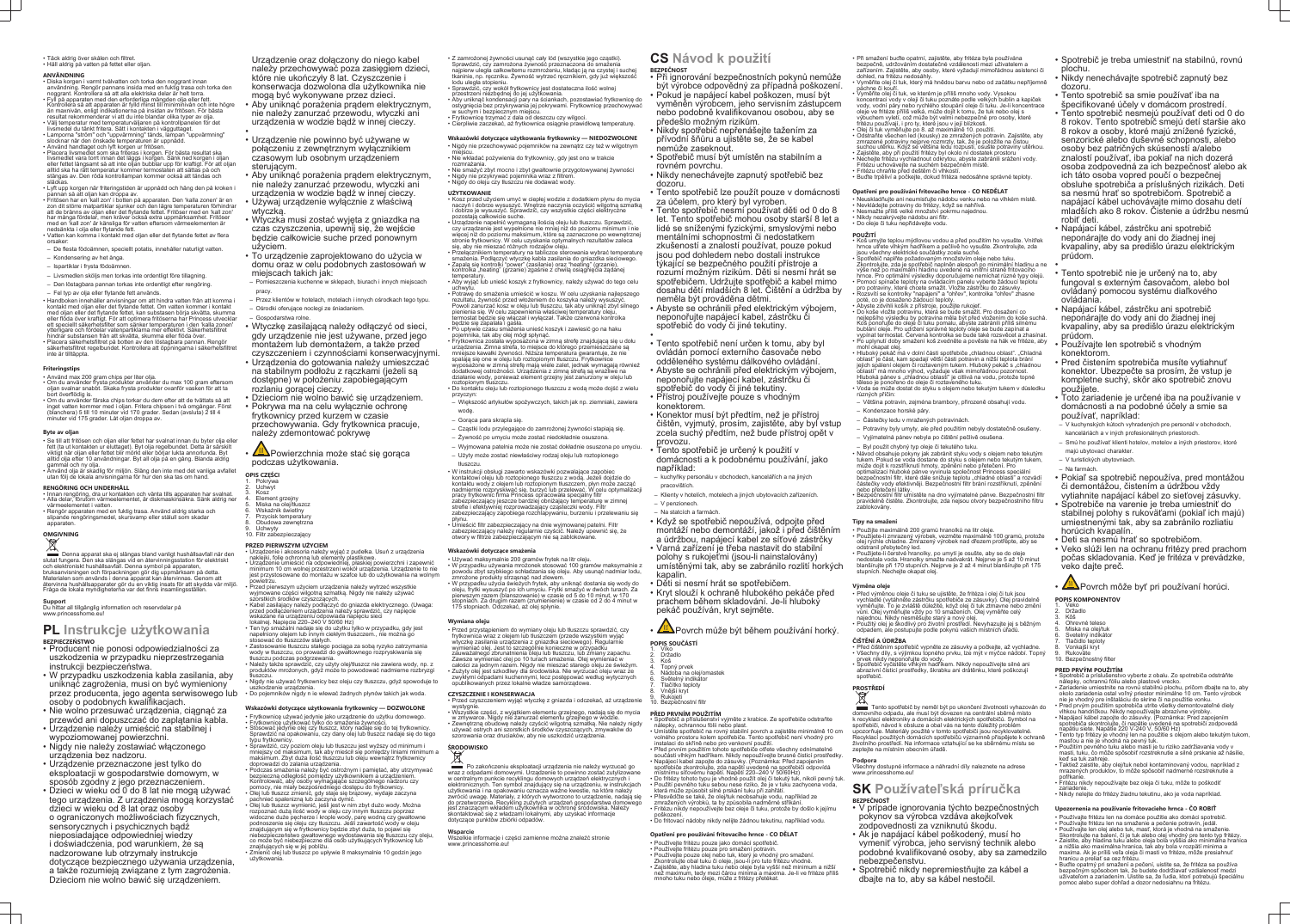- Täck aldrig över skålen och filtret.
- Häll aldrig på vatten på fettet eller oljan.

**ANVÄNDNING**

- Oliska korgen i varmt tvålvatten och torka den noggrant innan användning. Rengör pannans insida med en fuktig trasa och torka den noggrant. Kontrollera så att alla elektriska delar är helt torra.
- Fyll på apparaten med den erforderliga mängden olja eller fett. Kontrollera så att apparaten är fylld minst till minimivån och inte högre än maxnivån, enligt indikationerna på insidan av fritösen. För bästa resultat rekommenderar vi att du inte blandar olika typer av olja.
- Välj temperatur med temperaturväljaren på kontrollpanelen för det livsmedel du tänkt fritera. Sätt i kontakten i vägguttaget.
- Lamporna "ström" och "uppvärmning" tänds, lampan "uppvärmning" slocknar när den önskade temperaturen är uppnådd.
- Använd handtaget och lyft korgen ur fritösen.
- Placera livsmedlet som ska friteras i korgen. För bästa resultat ska livsmedlet vara torrt innan det läggs i korgen. Sänk ned korgen i oljan eller fettet långsamt så att inte oljan bubblar upp för kraftigt. För att oljan alltid ska ha rätt temperatur kommer termostaten att sättas på och stängas av. Den röda kontrollampan kommer också att tändas och släckas.
- Lyft upp korgen när friteringstiden är uppnådd och häng den på kroken i pannan så att oljan kan droppa av.
- Fritösen har en 'kall zon' i botten på apparaten. Den 'kalla zonen' är en zon där större matpartiklar samlas och den lägre temperaturen förhindrar att de bränns av oljan eller det frityrade fettet. Fritöser med en 'kall zon' har många fördelar, men kräver också extra uppmärksamhet. Fritöser med en 'kall zon' är känsliga för vatten eftersom värmeelementen är nedsänkta i oljan eller frityrade fett.
- Vatten kan komma i kontakt med oljan eller det frityrade fettet av flera orsaker:
  – De flesta födoämnen, speciellt potatis, innehåller naturligt vatten.
  – Kondensering av het ånga.
  – Ispartiklar i frysta födoämnen.
  – Livsmedlen skölis men torkas inte ordentligt före tillagning.
  – Den löstagbara pannan torkas inte ordentligt efter rengöring.
  – Fel typ av olja eller frityrade fett används.
- Handboken innehåller anvisningar om att hindra vatten från att komma i kontakt med oljan eller det frityrade fettet. Om vatten kommer i kontakt med oljan eller det frityrade fettet, kan substansen börja skvätta, skumma eller flöda över kraftigt. För att optimera fritöserna har Princess utvecklat ett speciellt säkerhetsfilter som sänker temperaturen i den 'kalla zonen' ytterligare och förbättrar vattenpartiklarna mer effektivt. Säkerhetsfiltret hindrar substansen från att skvätta, skumma eller flöda över.
- Placera säkerhetsfiltret på botten av den löstagbara pannan. Rengör säkerhetsfiltret regelbundet. Kontrollera att öppningarna i säkerhetsfiltret inte är tilltäppta.

**Friteringstips**

- Använd max 200 gram chips per liter olja.
- Om du använder frysta produkter använder du max 100 gram eftersom oljan svalnar snabbt. Skaka frysta produkter ovanför vasken för att ta bort överflödig is.
- Om du använder färska chips torkar du dem efter att de tvättats så att inget vatten kommer med i oljan. Fritera chipsen i två omgångar. Först (blanchera) 5 till 10 minuter vid 170 grader. Sedan (avsluta) 2 till 4 minuter vid 175 grader. Låt oljan droppa av.

**Byte av oljan**

- Se till att fritösen och oljan eller fettet har svalnat innan du byter olja eller fett (ta ut kontakten ur eluttaget). Byt olja regelbundet. Detta är särskilt viktigt när oljan eller fettet blir mörkt eller börjar lukta annorlunda. Byt alltid olja efter 10 användningar. Byt all olja på en gång. Blanda aldrig gammal och ny olja.
- Använd olja är skadlig för miljön. Släng den inte med det vanliga avfallet utan följ de lokala anvisningarna för hur den ska tas om hand.

**RENGÖRING OCH UNDERHÅLL**

- Innan rengöring, dra ur kontakten och vänta tills apparaten har svalnat.
- Alla delar, förutom värmeelementet, är diskmaskinssäkra. Sänk aldrig ner värmeelementet i vatten.
- Rengör apparaten med en fuktig trasa. Använd aldrig starka och slipande rengöringsmedel, skursvamp eller stålull som skadar apparaten.

**OMGIVNING**

Denna apparat ska ej slängas bland vanligt hushållsavfall när den slutat fungera. Den ska slängas vid en återvinningsstation för elektriskt och elektroniskt hushållsavfall. Denna symbol på apparaten, bruksanvisningen och förpackningen gör dig uppmärksam på detta. Materialen som används i denna apparat kan återvinnas. Genom att återvinna hushållsapparater gör du en viktig insats för att skydda vår miljö. Fråga de lokala myndigheterna var det finns insamlingsställen.

**Support**

Du hittar all tillgänglig information och reservdelar på www.princesshome.eu!

# PL Instrukcje użytkowania

**BEZPIECZEŃSTWO**

- Producent nie ponosi odpowiedzialności za uszkodzenia w przypadku nieprzestrzegania instrukcji bezpieczeństwa.
- W przypadku uszkodzenia kabla zasilania, aby uniknąć zagrożenia, musi on być wymieniony przez producenta, jego agenta serwisowego lub osoby o podobnych kwalifikacjach.
- Nie wolno przesuwać urządzenia, ciągnąc za przewód ani dopuszczać do zaplątania kabla.
- Urządzenie należy umieścić na stabilnej i wypoziomowanej powierzchni.
- Nigdy nie należy zostawiać włączonego urządzenia bez nadzoru.
- Urządzenie przeznaczone jest tylko do eksploatacji w gospodarstwie domowym, w sposób zgodny z jego przeznaczeniem.
- Dzieci w wieku od 0 do 8 lat nie mogą używać tego urządzenia. Z urządzenia mogą korzystać dzieci w wieku od 8 lat oraz osoby o ograniczonych możliwościach fizycznych, sensorycznych i psychicznych bądź nieposiadające odpowiedniej wiedzy i doświadczenia, pod warunkiem, że są nadzorowane lub otrzymały instrukcje dotyczące bezpiecznego używania urządzenia, a także rozumieją związane z tym zagrożenia. Dzieciom nie wolno bawić się urządzeniem. Urządzenie oraz dołączony do niego kabel należy przechowywać poza zasięgiem dzieci, które nie ukończyły 8 lat. Czyszczenie i konserwacja dozwolona dla użytkownika nie mogą być wykonywane przez dzieci.
- Aby uniknąć porażenia prądem elektrycznym, nie należy zanurzać przewodu, wtyczki ani urządzenia w wodzie bądź w innej cieczy.
- Urządzenie nie powinno być używane w połączeniu z zewnętrznym wyłącznikiem czasowym lub osobnym urządzeniem sterującym.
- Aby uniknąć porażenia prądem elektrycznym, nie należy zanurzać przewodu, wtyczki ani urządzenia w wodzie bądź w innej cieczy.
- Używaj urządzenia wyłącznie z właściwą wtyczką.
- Wtyczka musi zostać wyjęta z gniazdka na czas czyszczenia, upewnij się, że wejście będzie całkowicie suche przed ponownym użyciem.
- To urządzenie zaprojektowano do użycia w domu oraz w celu podobnych zastosowań w miejscach takich jak:
  – Pomieszczenia kuchenne w sklepach, biurach i innych miejscach pracy.
  – Przez klientów w hotelach, motelach i innych ośrodkach tego typu.
  – Ośrodki oferujące noclegi ze śniadaniem.
  – Gospodarstwa rolne.
- Wtyczkę zasilającą należy odłączyć od sieci, gdy urządzenie nie jest używane, przed jego montażem lub demontażem, a także przed czyszczeniem i czynnościami konserwacyjnymi.
- Urządzenia do gotowania należy umieszczać na stabilnym podłożu z rączkami (jeśli są dostępne) w położeniu zapobiegającym rozlaniu gorącej cieczy.
- Dzieciom nie wolno bawić się urządzeniem.
- Pokrywa ma na celu wyłącznie ochronę frytkownicy przed kurzem w czasie przechowywania. Gdy frytkownica pracuje, należy zdemontować pokrywę.
- Powierzchnia może stać się gorąca podczas użytkowania.

**OPIS CZĘŚCI**

1. Pokrywa
2. Uchwyt
3. Kosz
4. Element grzejny
5. Miska na olej/tłuszcz
6. Wskaźnik świetlny
7. Przycisk temperatury
8. Obudowa zewnętrzna
9. Uchwyty
10. Filtr zabezpieczający

**PRZED PIERWSZYM UŻYCIEM**

- Urządzenie i akcesoria należy wyjąć z pudełka. Usuń z urządzenia naklejki, folię ochronną lub elementy plastikowe.
- Urządzenie umieścić na odpowiedniej, płaskiej powierzchni i zapewnić minimum 10 cm wolnej przestrzeni wokół urządzenia. Urządzenie to nie jest przystosowane do montażu w szafce lub do użytkowania na wolnym powietrzu.
- Przed pierwszym użyciem urządzenia należy wytrzeć wszystkie wyjmowane części wilgotną szmatką. Nigdy nie należy używać szorstkich środków czyszczących.
- Kabel zasilający należy podłączyć do gniazda elektrycznego. (Uwaga: przed podłączeniem urządzenia należy sprawdzić, czy napięcie wskazane na urządzeniu odpowiada napięciu sieci lokalnej. Napięcie 220–240 V 50/60 Hz)
- Ten typ smażalni nadaje się do użytku tylko w przypadku, gdy jest napełniony olejem lub innym ciekłym tłuszczem, nie nadaje się do stosowania do tłuszczów stałych.
- Zastosowanie tłuszczu stałego poskaje za sobą ryzyko zatrzymania wody w tłuszczu, co prowadzi do gwałtownego rozpryskiwania się tłuszczu podczas podgrzewania.
- Należy także sprawdzić, czy użyty olej/tłuszcz nie zawiera wody, np. z produktów mrożonych, gdyż może to powodować nadmierne rozbryzgi tłuszczu.
- Nigdy nie używaj frytkownicy bez oleju czy tłuszczu, gdyż spowoduje to uszkodzenie urządzenia.
- Do pojemników nigdy n ie wkładać żadnych płynów takich jak woda.

**Wskazówki dotyczące użytkowania frytkownicy — DOZWOLONE**

- Frytkownicę używać jedynie jako urządzenie do użytku domowego.
- Frytkownicę używać tylko do smażenia żywności.
- Stosować jedynie olej czy tłuszcz, który nadaje się do tej frytkownicy. Sprawdź na opakowaniu, czy dany olej lub tłuszcz nadaje się do tego typu frytkownicy.
- Sprawdzić, czy poziom oleju lub tłuszczu jest wyższy od minimum i mniejszy od maksimum, tak aby mieścił się pomiędzy liniami minimum a maksimum. Zbyt duża ilość tłuszczu lub oleju wewnątrz frytkownicy doprowadzi do zalania urządzenia.
- Podczas smażenia należy być ostrożnym i pamiętać, aby utrzymywać bezpieczną odległość pomiędzy użytkownikiem a urządzeniem. Kontrolować, aby osoby wymagające szczególnego nadzoru czy pomocy, nie mogły bezpośrednio dostępu do frytkownicy.
- Olej lub tłuszcz zmienić, gdy staje się brązowy, wydaje zapach spalenizny lub zaczyna dymić.
- Olej lub tłuszcz wymienić, jeśli jest w nim zbyt dużo wody. Można rozpoznać dużą ilość wody w oleju czy innym tłuszczu poprzez widoczne duże pęcherze i krople wody, gdyż woda zbiera się podczas podgrzewania na spodzie oleju czy tłuszczu. Jeśli zawartość wody w oleju znajdującym się w frytkownicy będzie zbyt duża, to istnieje niebezpieczeństwo gwałtownego wydostawania się tłuszczu czy oleju, co może być niebezpieczne dla osób użytkujących frytkownicę lub znajdujących się w jej pobliżu.
- Zmienić olej lub tłuszcz po upływie 8 maksymalnie 10 godzin jego użytkowania.
- Z zamrożonej żywności usunąć cały lód (wszystkie jego cząstki). Sprawdzić, czy zamrożona żywność przeznaczona do smażenia najpierw uległa całkowitemu rozmrożeniu, kładąc ją na czystej i suchej tkaninie, np. ręczniku. Żywność wyrzucić ręcznikiem, gdy już większość lodu uległa stopieniu.
- Sprawdzić, czy wokół frytkownicy jest dostateczna ilość wolnej przestrzeni niezbędnej do jej użytkowania.
- Aby uniknąć kondensacji pary na ściankach, pozostawiać frytkownicę do ostygnięcia bez przykrywania jej pokrywami. Frytkownicę przechowywać w suchym i bezpiecznym miejscu.
- Frytkownicę trzymać z dala od deszczu czy wilgoci.
- Cierpliwie zaczekać, aż frytkownica osiągnie prawidłową temperaturę.

**Wskazówki dotyczące użytkowania frytkownicy — NIEDOZWOLONE**

- Nigdy nie przechowywać pojemników na zewnątrz czy też w wilgotnym miejscu.
- Nie wkładać pożywienia do frytkownicy, gdy jest ono w trakcie rozmrażania.
- Nie smażyć zbyt mocno i zbyt gwałtownie przygotowywanej żywności.
- Nigdy nie przykrywać pojemnika wraz z filtrem.
- Nigdy do oleju czy tłuszczu nie dodawać wody.

**UŻYTKOWANIE**

- Kosz przed użyciem umyć w ciepłej wodzie z dodatkiem płynu do mycia naczyń i dobrze wysuszyć. Wnętrze naczynia oczyścić wilgotną szmatką i dobrze je wysuszyć. Sprawdzić, czy wszystkie części elektryczne pozostały całkowicie suche.
- Urządzenie napełnić wymaganą ilością oleju lub tłuszczu. Sprawdzić, czy urządzenie jest wypełnione nie mniej niż do poziomu minimum i nie więcej niż do poziomu maksimum, które są zaznaczone po wewnętrznej stronie frytkownicy. W celu uzyskania optymalnych rezultatów zaleca się, aby nie mieszać różnych rodzajów oleju.
- Przełącznikiem temperatury na tabliczce sterowania wybrać temperaturę smażenia. Podłączyć wtyczkę kabla zasilania do gniazdka sieciowego.
- Zapala się kontrolki "power" (zasilanie) oraz "heating" (grzanie), kontrolka „heating" (grzanie) zgaśnie z chwilą osiągnięcia żądanej temperatury.
- Aby wyjąć lub unieść koszyk z frytkownicy, należy używać do tego celu uchwytu.
- Potrawę do smażenia umieścić w koszu. W celu uzyskania najlepszego rezultatu, żywność przed włożeniem do koszyka należy wysuszyć. Powoli zanurzać kosz w oleju lub tłuszczu, tak aby uniknąć zbyt silnego pienienia się. W celu zapewnienia właściwej temperatury oleju, termostat będzie się włączał i wyłączał. Także czerwona kontrolka będzie się zapalała i gasła.
- Po upływie czasu smażenia unieść koszyk i zawiesić go na haku pojemnika, tak aby olej mógł spłynąć.
- Frytkownica została wyposażona w zimną strefę znajdującą się u dołu urządzenia. Zimna strefa, to miejsce do którego przemieszczane są mniejsze kawałki żywności. Niższa temperatura gwarantuje, że nie spalają się one w oleju lub roztopionym tłuszczu. Frytkownice wyposażone w zimną strefę mają wiele zalet, jednak wymagają również dodatkowej ostrożności. Urządzenia z zimną strefą są wrażliwe na działanie wody, ponieważ element grzejny jest zanurzony w oleju lub roztopionym tłuszczu.
- Do kontaktu oleju lub roztopionego tłuszczu z wodą może dojść z wielu przyczyn:
  – Większość artykułów spożywczych, takich jak np. ziemniaki, zawiera wodę.
  – Gorąca para skrapla się.
  – Cząstki lodu przylegające do zamrożonej żywności stapiają się.
  – Żywność po umyciu może zostać niedokładnie osuszona.
  – Wyjmowana patelnia może nie zostać dokładnie osuszona po umyciu.
  – Użyty może zostać niewłaściwy rodzaj oleju lub roztopionego tłuszczu.
- W instrukcji obsługi zawarto wskazówki pozwalające zapobiec kontaktowi oleju lub roztopionego tłuszczu z wodą. Jeżeli dojdzie do kontaktu wody z olejem lub roztopionym tłuszczem, płyn może zacząć nadmiernie rozpryskiwać się, burzyć lub przelewać. W celu optymalizacji pracy frytkownic firma Princess opracowała specjalny filtr zabezpieczający jeszcze bardziej obniżający temperaturę w zimnej strefie i efektywniej rozprowadzający cząsteczki wody. Filtr zabezpieczający zapobiega rozchlapywaniu, burzeniu i przelewaniu się płynu.
- Umieścić filtr zabezpieczający na dnie wyjmowanej patelni. Filtr zabezpieczający należy regularnie czyścić. Należy upewnić się, że otwory w filtrze zabezpieczającym nie są zablokowane.

**Wskazówki dotyczące smażenia**

- Używać maksymalnie 200 gramów frytek na litr oleju.
- W przypadku używania mrożonek stosować 100 gramów maksymalnie z powodu zbyt szybkiego schładzania się oleju. Aby usunąć nadmiar lodu, zmrożone produkty strząsnąć nad zlewem.
- W przypadku używania świeżych frytek, aby uniknąć dostania się wody do oleju, frytki wysuszyć po ich umyciu. Frytki smażyć w dwóch turach. Za pierwszym razem (blanszowanie) w czasie od 5 do 10 minut, w 170 stopniach. Za drugim razem (zrumienienie) w czasie od 2 do 4 minut w 175 stopniach. Odczekać, aż olej spłynie.

**Wymiana oleju**

- Przed przystąpieniem do wymiany oleju lub tłuszczu sprawdzić, czy frytkownica wraz z olejem lub tłuszczem zdołała ostygnąć (należy wyciągnąć wtyczkę zasilania urządzenia z gniazdka sieciowego). Regularnie wymieniać olej. Jest to szczególnie konieczne w przypadku zauważalnego zbrunatnienia oleju lub tłuszczu, lub zmiany zapachu. Zawsze wymieniać olej po 10 turach smażenia. Olej wymieniać w całości za jednym razem. Nigdy nie mieszać starego oleju ze świeżym.
- Zużyty olej jest szkodliwy dla środowiska. Nie wyrzucać oleju wraz ze zwykłymi odpadami kuchennymi, lecz postępować według wytycznych obowiązujących przed lokalne władze samorządowe.

**CZYSZCZENIE I KONSERWACJA**

- Przed czyszczeniem wyjąć wtyczkę z gniazda i odczekać, aż urządzenie wystygnie.
- Wszystkie części, z wyjątkiem elementu grzejnego, nadają się do mycia w zmywarce. Nigdy nie zanurzać elementu grzejnego w wodzie.
- Zewnętrzną obudowę należy czyścić wilgotną szmatką. Nie należy nigdy używać ostrych ani szorstkich środków czyszczących, zmywaków do szorowania oraz druciaków, aby nie uszkodzić urządzenia.

**ŚRODOWISKO**

Po zakończeniu eksploatacji urządzenia nie należy wyrzucać go wraz z odpadami domowymi. Urządzenie to powinno zostać zutylizowane w centralnym punkcie recyklingu domowych urządzeń elektrycznych i elektronicznych. Ten symbol znajdujący się na urządzeniu, w instrukcjach użytkowania i na opakowaniu zwraca uwagę na tę kwestię. Materiały, które zostały użyte do budowy urządzenia, mogą zostać poddane recyklingowi. Poddając urządzenie recyklingowi, przyczyniasz się do ochrony środowiska. Należy skontaktować się z władzami lokalnymi, aby uzyskać informacje dotyczące punktów zbiórki odpadów.

**Wsparcie**

Wszelkie informacje i części zamienne można znaleźć stronie www.princesshome.eu!

# CS Návod k použití

**BEZPEČNOST**

- Při ignorování bezpečnostních pokynů nemůže být výrobce odpovědný za případná poškození.
- Pokud je napájecí kabel poškozen, musí být vyměněn výrobcem, jeho servisním zástupcem nebo podobně kvalifikovanou osobou, aby se předešlo možným rizikům.
- Nikdy spotřebič nepřenášejte tažením za přívodní šňůru a ujistěte se, že se kabel nemůže zaseknout.
- Spotřebič musí být umístěn na stabilním a rovném povrchu.
- Nikdy nenechávejte zapnutý spotřebič bez dozoru.
- Tento spotřebič lze použít pouze v domácnosti za účelem, pro který byl vyroben.
- Tento spotřebič nesmí používat děti od 0 do 8 let. Tento spotřebič mohou používat starší 8 let a lidé se sníženými fyzickými, smyslovými nebo mentálními schopnostmi či nedostatkem zkušeností a znalostí používat, pouze pokud jsou pod dohledem nebo dostali instrukce týkající se bezpečného použití přístroje a rozumí možným rizikům. Děti si nesmí hrát se spotřebičem. Udržujte spotřebič a kabel mimo dosahu dětí mladších 8 let. Čištění a údržba by neměla být prováděna dětmi.
- Abyste se ochránili před elektrickým výbojem, neponořujte napájecí kabel, zástrčku či spotřebič do vody či jiné tekutiny.
- Tento spotřebič není určen k tomu, aby byl ovládán pomocí externího časovače nebo odděleného systému dálkového ovládání.
- Abyste se ochránili před elektrickým výbojem, neponořujte napájecí kabel, zástrčku či spotřebič do vody či jiné tekutiny.
- Přístroj používejte pouze s vhodným konektorem.
- Konektor musí být předtím, než je přístroj čištěn, vyjmutý, prosím, zajistěte, aby byl vstup zcela suchý předtím, než bude přístroj opět v provozu.
- Tento spotřebič je určený k použití v domácnosti a k podobnému používání, jako například:
  – kuchyňky personálu v obchodech, kancelářích a na jiných pracovištích.
  – Klienty v hotelích, motelech a jiných ubytovacích zařízeních.
  – V penzionech.
  – Na statcích a farmách.
- Když se spotřebič nepoužívá, odpojte před montáží nebo demontáží, jakož i před čištěním a údržbou, napájecí kabel ze síťové zástrčky.
- Varná zařízení je třeba nastavit do stabilní polohy s rukojetmi (jsou-li nainstalovány) umístěnými tak, aby se zabránilo rozlití horkých kapalin.
- Děti si nesmí hrát se spotřebičem.
- Kryt slouží k ochraně hlubokého pekáče před prachem během skladování. Je-li hluboký pekáč používán, kryt sejměte.
- Povrch může být během používání horký.

**POPIS SOUČÁSTÍ**

1. Víko
2. Držadlo
3. Koš
4. Topný prvek
5. Nádoba na olej/omastek
6. Světelný indikátor
7. Tlačítko teploty
8. Vnější kryt
9. Rukojeti
10. Bezpečnostní filtr

**PŘED PRVNÍM POUŽITÍM**

- Spotřebič a příslušenství vyjměte z krabice. Ze spotřebiče odstraňte nálepky, ochrannou fólii nebo plast.
- Umístěte spotřebič na rovný stabilní povrch a zajistěte minimálně 10 cm volného prostoru kolem spotřebiče. Tento spotřebič není vhodný pro instalaci do skříně nebo pro venkovní použití.
- Před prvním použitím tohoto spotřebiče otřete všechny odnímatelné součásti vlhkým hadříkem. Nikdy nepoužívejte brusné čisticí prostředky.
- Napájecí kabel zapojte do zásuvky. (Poznámka: Před zapojením spotřebiče zkontrolujte, zda napětí uvedené na spotřebiči odpovídá místnímu síťovému napětí. Napětí 220–240 V 50/60Hz)
- Do fritézy tohoto typu je vhodné použít olej či tekutý tuk, nikoli pevný tuk.
- Použití pevného tuku sebou nese riziko, že je v tuku zachycena voda, která může způsobit silné prskání tuku při jeho zahřívání.
- Přesvědčte se také, že olej/tuk neobsahuje vodu, například ze zmražených výrobků, tak by způsobila nadměrné stříkání.
- Fritézu nikdy nepoužívejte bez oleje či tuku, protože by došlo k jejímu poškození.
- Do fritovací nádoby nikdy nelijte žádnou tekutinu, například vodu.

**Opatření pro používání fritovacího hrnce - CO DĚLAT**

- Používejte fritézu pouze jako domácí spotřebič.
- Používejte fritézu pouze pro smažení potravin.
- Používejte pouze olej nebo tuk, který je vhodný pro smažení. Zkontrolujte na obalu tuku či oleje, jsou-li pro tuto fritézu vhodné.
- Zajistěte, aby hladina tuku nebo oleje byla vyšší než minimum a nižší než maximum, tedy mezi čárou minima a maxima. Je-li ve fritéze příliš mnoho tuku nebo oleje, může z fritézy přetékat.
- Při smažení buďte opatrní, zajistěte, aby fritéza byla používána bezpečně, udržováním dostatečné vzdálenosti mezi uživatelem a zařízením. Zajistěte, aby osoby, které vyžadují mimořádnou asistenci či dohled, na fritézu nedosáhly.
- Vyměňte olej či tuk, který má hnědou barvu nebo od začátku nepříjemně páchne či kouří.
- Vyměňte olej či tuk, ve kterém je příliš mnoho vody. Vysokou koncentraci vody v oleji či tuku poznáte podle velkých bublin a kapiček vody, voda se hromadí ve spodní části oleje nebo tuku. Je-li koncentrace vody ve fritéze příliš velká, může dojít k tomu, že tuk nebo olej s výbuchem vyletí, což může být velmi nebezpečné pro osoby, které fritézu používají, i pro ty, které jsou v její blízkosti.
- Olej či tuk vyměňujte po 8 až maximálně 10 použití.
- Odstraňte všechen led (kousky) ze zmražených potravin. Zajistěte, aby zmrazené potraviny nejprve rozmrzly, tak, že je položíte na čistou suchou utěrku. Když se většina ledu rozpustí, osušte potraviny utěrkou.
- Zajistěte, aby při použití fritézy byl okolo ní dostatek prostoru.
- Nechejte fritézu vychladnout odkrytou, abyste zabránili srážení vody. Fritézu uchovávejte na suchém bezpečném místě.
- Fritézu chraňte před deštěm či vlhkostí.
- Buďte trpěliví a počkejte, dokud fritéza nedosáhne správné teploty.

**Opatření pro používání fritovacího hrnce - CO NEDĚLAT**

- Neuskladňujte ani neumisťujte nádobu venku nebo na vlhkém místě.
- Nevkládejte potraviny do fritézy, když se nahřívá.
- Nesmažte příliš velké množství pokrmu najednou.
- Nikdy nezakrývejte nádobu ani filtr.
- Do oleje či tuku nepřidávejte vodu.

**POUŽITÍ**

- Koš umyjte teplou mýdlovou vodou a před použitím ho vysušte. Vnitřek hrnce otřete vlhkým hadříkem a pečlivě ho vysušte. Zkontrolujte, zda jsou všechny elektrické součástky zcela suché.
- Spotřebič naplňte požadovaným množstvím oleje nebo tuku. Zkontrolujte, zda je spotřebič naplněn alespoň po minimální hladinu a ne výše než po maximální hladinu uvedené na vnitřní straně fritovacího hrnce. Pro optimální výsledky doporučujeme nemíchat různé typy olejů.
- Pomocí spínače teploty na ovládacím panelu vyberte žádoucí teplotu pro potraviny, které chcete smažit. Vložte zástrčku do zásuvky.
- Rozsvítí se kontrolky "napájení" a "ohřev", kontrolka "ohřev" zhasne poté, co je dosaženo žádoucí teploty.
- Abyste zdvihli košík z přístroje, použijte rukojeť.
- Do koše vložte potraviny, které se bude smažit. Pro dosažení co nejlepšího výsledku by potravina měla být před vložením do koše suchá. Koš ponořujte do oleje či tuku pomalu, abyste zabránili příliš silnému bublání oleje. Pro udržení správné teploty oleje se bude zapínat a vypínat termostat. Červená kontrolka se bude také rozsvěcet a zhasínat.
- Po uplynutí doby smažení koš zvedněte a pověste na hák ve fritéze, aby mohl okapat olej.
- Hluboký pekáč má v dolní části spotřebiče „chladnou oblast". „Chladná oblast" je část, kam spadají větší části potravin a nižší teplota brání jejich spálení olejem či roztaveným tukem. Hluboký pekáč s „chladnou oblastí" má mnoho výhod, vyžaduje však mimořádnou pozornost. Hluboká pánev s „chladnou oblastí" je citlivá na vodu, protože topné těleso je ponořeno do oleje či roztaveného tuku.
- Voda se může dostat do styku s olejem nebo tekutým tukem v důsledku různých příčin:
  – Většina potravin, zejména brambory, přirozeně obsahují vodu.
  – Kondenzace horské páry.
  – Částečky ledu v mražených potravinách.
  – Potraviny byly umyty, ale před použitím nebyly dostatečně osušeny.
  – Vyjímatelná pánev nebyla po čištění pečlivě osušena.
  – Byl použit chybný typ oleje či tekutého tuku.
- Návod obsahuje pokyny jak zabránit styku vody s olejem nebo tekutým tukem. Pokud se voda dostane do styku s olejem nebo tekutým tukem, může dojít k silnému prskání, zpěnění nebo přetečení. Pro optimalizaci hlubokých pánví vyvinula společnost Princess speciální bezpečnostní filtr, který dále snižuje teplotu „chladné oblasti" a rozvádí částečky vody efektivněji. Bezpečnostní filtr brání rozstřikování, zpěnění nebo přetečení látky.
- Bezpečnostní filtr umístěte na dno vyjímatelné pánve. Bezpečnostní filtr pravidelně čistěte. Zkontrolujte, zda nejsou otvory bezpečnostního filtru zablokovány.

**Tipy na smažení**

- Použijte maximálně 200 gramů hranolků na litr oleje.
- Použijete-li zmrazený výrobek, vezměte maximálně 100 gramů, protože olej rychle chladne. Zmrazený výrobek nad dřezem protřepte, aby se odstranil přebytečný led.
- Použijete-li čerstvé hranolky, po umytí je osušte, aby se do oleje nedostala voda. Hranolky smažte nadvakrát. Nejprve je 5 až 10 minut blanšírujte při 170 stupních. Nejprve je 2 až 4 minut blanšírujte při 175 stupních. Nechejte okapat olej.

**Výměna oleje**

- Před výměnou oleje či tuku se ujistěte, že fritéza i olej či tuk jsou vychladlé (vytáhněte zástrčku spotřebiče ze zásuvky). Olej pravidelně vyměňujte. To je zvláště důležité, když olej či tuk ztmavne nebo změní vůni. Olej vyměňujte vždy po 10 smaženích. Olej vyměňte celý najednou. Nikdy nesměšujte starý a nový olej.
- Použitý olej je škodlivý pro životní prostředí. Nevyhazujte jej s běžným odpadem, ale postupujte podle pokynů vašich místních úřadů.

**ČIŠTĚNÍ A ÚDRŽBA**

- Před čištěním spotřebič vypněte ze zásuvky a počkejte, až vychladne.
- Všechny díly, s výjimkou topného prvku, lze mýt v myčce nádobí. Topný prvek nikdy neponořujte do vody.
- Spotřebič vyčistěte vlhkým hadříkem. Nikdy nepoužívejte silné ani abrazivní čisticí prostředky, škrabku ani drátěnku, které poškozují spotřebič.

**PROSTŘEDÍ**

Tento spotřebič by neměl být po ukončení životnosti vyhazován do domovního odpadu, ale musí být dovezen na centrální sběrné místo k recyklaci elektrických a domácích elektrických spotřebičů. Symbol na spotřebiči, návod k obsluze a obal vás na tento důležitý problém upozorňuje. Materiály použité v tomto spotřebiči jsou recyklovatelné. Recyklací použitých domácích spotřebičů významně přispějete k ochraně životního prostředí. Na informace vztahující se ke sběrnému místu se zeptejte na místním obecním úřadě.

**Podpora**

Všechny dostupné informace a náhradní díly naleznete na adrese www.princesshome.eu!

# SK Používateľská príručka

**BEZPEČNOSŤ**

- V prípade ignorovania týchto bezpečnostných pokynov sa výrobca vzdáva akejkoľvek zodpovednosti za vzniknutú škodu.
- Ak je napájací kábel poškodený, musí ho vymeniť výrobca, jeho servisný technik alebo podobne kvalifikované osoby, aby sa zamedzilo nebezpečenstvu.
- Spotrebič nikdy nepremiestňujte za kábel a dbajte na to, aby sa kábel nesťočil.
- Spotrebič je treba umiestniť na stabilnú, rovnú plochu.
- Nikdy nenechávajte spotrebič zapnutý bez dozoru.
- Tento spotrebič sa smie používať iba na špecifikované účely v domácom prostredí.
- Tento spotrebič nesmú používať deti od 0 do 8 rokov. Tento spotrebič smejú deti staršie ako 8 rokov a osoby, ktoré majú znížené fyzické, senzorické alebo duševné schopnosti, alebo osoby bez patričných skúseností a/alebo znalostí používať, iba pokiaľ na nich dozerá osoba zodpovedná za ich bezpečnosť alebo ak ich táto osoba vopred poučí o bezpečnej obsluhe spotrebiča a príslušných rizikách. Deti sa nesmú hrať so spotrebičom. Spotrebič a napájací kábel uchovávajte mimo dosahu detí mladších ako 8 rokov. Čistenie a údržbu nesmú robiť deti.
- Napájací kábel, zástrčku ani spotrebič neponárajte do vody ani do žiadnej inej kvapaliny, aby sa predišlo úrazu elektrickým prúdom.
- Tento spotrebič nie je určený na to, aby fungoval s externým časovačom, alebo bol ovládaný pomocou systému diaľkového ovládania.
- Napájací kábel, zástrčku ani spotrebič neponárajte do vody ani do žiadnej inej kvapaliny, aby sa predišlo úrazu elektrickým prúdom.
- Používajte len spotrebič s vhodným konektorom.
- Pred čistením spotrebiča musíte vytiahnuť konektor. Ubezpečte sa prosím, že vstup je kompletne suchý, skôr ako spotrebič znovu použijete.
- Toto zariadenie je určené iba na používanie v domácnosti a na podobné účely a smie sa používať, napríklad:
  – V kuchynských kútoch vyhradených pre personál v obchodoch, kanceláriách a v iných profesionálnych priestoroch.
  – Smú ho používať klienti hotelov, motelov a iných priestorov, ktoré majú ubytovací charakter.
  – V turistických ubytovniach.
  – Na farmách.
- Pokiaľ sa spotrebič nepoužíva, pred montážou či demontážou, čistením a údržbou vždy vytiahnite napájací kábel zo sieťovej zásuvky.
- Spotrebiče na varenie je treba umiestniť do stabilnej polohy s rukoväťami (pokiaľ nejaké sú) umiestnenými tak, aby sa zabránilo rozliatiu horúcich kvapalín.
- Deti sa nesmú hrať so spotrebičom.
- Veko slúži len na ochranu fritézy pred prachom počas skladovania. Keď je fritéza v prevádzke, veko dajte preč.
- Povrch môže byť pri používaní horúci.

**POPIS KOMPONENTOV**

1. Veko
2. Držadlo
3. Kôš
4. Ohrevné teleso
5. Miska na olej/tuk
6. Svetelný indikátor
7. Tlačidlo teploty
8. Vonkajší kryt
9. Rukoväte
10. Bezpečnostný filter

**PRED PRVÝM POUŽITÍM**

- Spotrebič a príslušenstvo vyberte z obalu. Zo spotrebiča odstráňte nálepky, ochrannú fóliu alebo plastové diely.
- Zariadenie umiestnite na rovnú stabilnú plochu, pričom dbajte na to, aby okolo zariadenia ostal voľný priestor minimálne 10 cm. Tento výrobok nie je vhodný pre inštaláciu do skrine či na použitie vonku.
- Pred prvým použitím spotrebiča utrite všetky demontovateľné diely vlhkou handričkou. Nikdy nepoužívajte abrazívne výrobky.
- Napájací kábel zapojte do zásuvky. (Poznámka: Pred zapojením spotrebiča skontrolujte, či napätie uvedené na spotrebiči zodpovedá napätiu siete. Napätie 220-240 V, 50/60 Hz)
- Tento typ fritézy je vhodný len na použitie s olejom alebo tekutým tukom, maslovú a nie je vhodná na pevný tuk.
- Použitím pevného tuku alebo masti je tu riziko zadržiavania vody v masti, tuku, čo môže spôsobiť rozstrekovanie a silné prskanie až násilie, keď sa tuk zahreje.
- Takisto zaistite, aby olej/tuk nebol kontaminovaný vodou, napríklad z mrazených produktov, to môže spôsobiť nadmerné rozstrekovanie a poškodiť.
- Fritézu nikdy nepoužívajte bez oleja či tuku, môže to spôsobiť zariadenie.
- Nikdy nelejte do fritézy žiadnu tekutinu, ako je voda napríklad.

**Upozornenia na používanie fritovacieho hrnca - ČO ROBIŤ**

- Používajte fritézu len na domáce použitie ako domáci spotrebič.
- Používajte fritézu len na smaženie a pečenie potravín, jedál.
- Používajte len olej alebo tuk, ktorý je vhodný na smaženie. Skontrolujte na balení, či je tuk alebo olej vhodný pre tento typ fritézy.
- Zaistite, aby hladina tuku alebo oleja bola vyššia ako minimálna hranica a nižšia ako maximálna hranica, tak aby bola v rozpätí minima a maxima. Ak je príliš veľa oleja či mastí vo fritéze, tuk môže pretiecť hranicu a prelať sa cez fritézu.
- Buďte opatrní pri smažení a pečení, uistite sa, že fritéza sa používa bezpečným spôsobom tak, že budete dodržiavať vzdialenosť medzi užívateľom a zariadením. Uistite sa, že fúdia, ktorí potrebujú špeciálnu pomoc alebo super dohľad a dozor nedosiahnu na fritézu.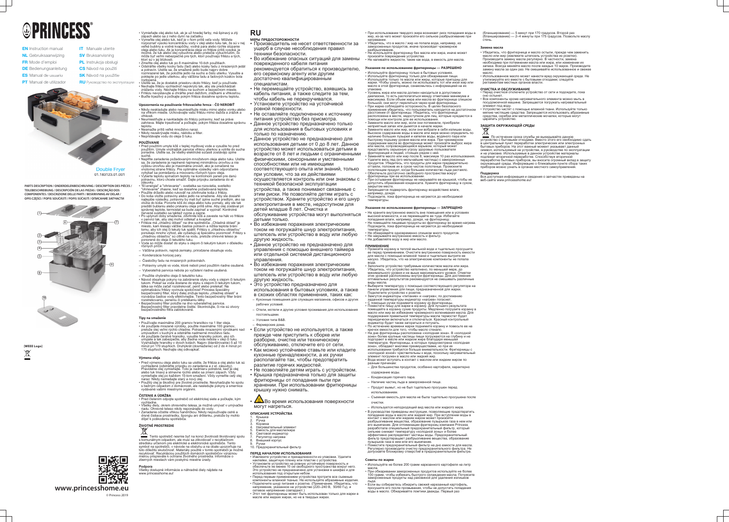# PRINCESS

**EN** Instruction manual
**NL** Gebruiksaanwijzing
**FR** Mode d'emploi
**DE** Bedienungsanleitung
**ES** Manual de usuario
**PT** Manual de utilizador
**IT** Manuale utente
**SV** Bruksanvisning
**PL** Instrukcja obsługi
**CS** Návod na použití
**SK** Návod na použitie
**RU** Руководство по эксплуатации

Double Fryer
01.183123.01.001

**PARTS DESCRIPTION / ONDERDELENBESCHRIJVING / DESCRIPTION DES PIÈCES / TEILEBESCHREIBUNG / DESCRIPCIÓN DE LAS PIEZAS / DESCRIÇÃO DOS COMPONENTES / DESCRIZIONE DELLE PARTI / BESKRIVNING AV DELAR / OPIS CZĘŚCI / POPIS SOUČÁSTÍ / POPIS SÚČASTÍ / ОПИСАНИЕ ЗАПЧАСТИ**

1 2 3 4 5 6 7 8 9 10

[WEEE Logo]

www.princesshome.eu

© Princess 2019

- Vymieňajte olej alebo tuk, ak je už hnedej farby, má špinavý a zlý zápach alebo sa z neho dymí na začiatku.
- Vymeňte olej alebo tuk, keď je v ňom príliš veľa vody. Môžete rozoznať vysokú koncentráciu vody v oleji alebo tuku tak, že sú v nej veľké bubliny a vodné kvapôčky, vodná para alebo rýchle stúpanie oleja alebo tuku. Ak je koncentrácia oleja vo fritéze príliš vysoká, je možné, že tuk alebo olej vybuchne alebo pretečie vybuchnutím, čo môže byť veľmi nebezpečné pre tých, ktorí používajú fritézu a tých, ktorí sú v jej blízkosti.
- Zmeňte olej alebo tuk po 8 maximálne 10-tich použitiach.
- Odstráňte všetky kocky ľadu (ľad) alebo kúsky ľadu z mrazených jedál a potravín. Uistite sa, že smažené jedlo bude najprv dobre rozmrazené tak, že položíte jedlo na suchú a čistú utierku. Vysušte a poklepte po jedle utierkou, aby väčšina ľadu a ľadových kúskov bola rozpjená.
- Uistite sa, že je dostatok priestoru okolo fritézy, keď ju používate.
- Nechajte fritézu vychladnúť nepokrytú tak, aby ste predchádzali zrážaniu vody. Nechajte fritézu na suchom a bezpečnom mieste.
- Fritézu nevystavujte a chráňte pred dažďom, zrážkami a vlhkosťou.
- Buďte trpezlivý a počkajte pokým fritéza dosiahne správnu teplotu.

### Upozornenia na používanie fritovacieho hrnca - ČO NEROBIŤ

- Nikdy neskladujte alebo neumiestňujte misku mimo alebo vonku alebo na vlhkom mieste. Uchovávajte vašu fritézu mimo dažďa a zrážok a vlhkosti.
- Neumiestňujte a nakladajte do fritézy potraviny, keď sa práve zahrieva. Majte trpezlivosť a počkajte, pokým fritéza dosiahne správnu teplotu.
- Nesmažte príliš veľké množstvo naraz.
- Nikdy nezakrývajte misku, nádobu a filter.
- Nepridávajte vodu do oleja či tuku.

### POUŽÍVANIE

- Pred použitím umyte kôš v teplej mydlovej vode a vysušte ho pred použitím. Umyte vnútrajšok panvice vlhkou utierkou a vytrite do sucha poriadne. Uistite sa, že všetky elektrické súčasti zostávajú úplne suché.
- Naplňte zariadenie požadovaným množstvom oleja alebo tuku. Uistite sa, že zariadenie je naplnené najmenej minimálnou úrovňou a nie vyššou úrovňou ako je maximálna úroveň, ako je označené na vnútornej strane fritézy. Pre optimálne výsledky vám odporúčame vyhýbať sa pomiešaniu a miešaniu rôznych typov oleja.
- Vyberte teplotu spínačom teploty na kontrolnom paneli pre danú potravinu, ktorú chcete smažiť. Dajte prípojku zariadenia do el. zásuvky.
- "El.energia" a "ohrievanie" - svetielka sa rozsvietia, svetielko "ohrievanie" zhasne, keď sa dosiahne požadovaná teplota.
- Použite držadlo alebo rukoväť na zdvihnutie koša z fritézy.
- Do koša vložte potraviny alebo jedlo na smaženie. Aby ste dosiahli najlepšie výsledky, potraviny by mali byť úplne suché predtým, ako sa vložia do koša. Ponorte kôš do oleja alebo tuku pomaly, aby ste tak predišli bublaniu alebo prskaniu oleja príliš silne. Aby olej zostával pri správnej teplote, termostat sa bude zapínať a vypínať. Kontrolné červené svetielko sa taktiež vypne a zapne.
- Po uplynutí doby smaženia, zdvihnite kôš a zaveste na hák vo fritéze v panvici tak, aby olej mohol odtekať a kvapkať.
- Fritéza má „chladnú oblasť" na dne spotrebiča. „Chladná oblasť" je miesto, kam klesajú väčšie čiastoce potravín a nižšia teplota bráni tomu, aby ich olej či tekutý tuk spálili. Fritézy s „chladnou oblasťou" ponúkajú mnoho výhod, ale vyžadujú aj špeciálnu pozornosť. Fritézy s „chladnou oblasťou" sú citlivé na vodu, pretože ohrevné teleso je ponorené do oleja či tekutého tuku.
- Voda sa môže dostať do styku s olejom či tekutým tukom v dôsledku rôznych príčin:
  – Väčšina potravín, najmä zemiaky, prirodzene obsahuje vodu.
  – Kondenzácia horúcej pary.
  – Čiastočky ľadu na mrazených potravinách.
  – Potraviny umyté vo vode, ktoré neboli pred použitím riadne osušené.
  – Vyberateľná panvica nebola po vyčistení riadne osušená.
  – Použitie chybného oleja či tekutého tuku.
- Návod obsahuje pokyny na zabránenie styku vody s olejom či tekutým tukom. Pokiaľ sa voda dostane do styku s olejom či tekutým tukom, látka sa môže začať rozstrekovať, peniť alebo pretekať. Na optimalizáciu fritézy vyvinula spoločnosť Princess špeciálny bezpečnostný filter, ktorý ďalej znižuje teplotu „chladnej oblasti" a rozváďza čiastoce vody efektívnejšie. Tento bezpečnostný filter bráni rozstrekovaniu, peneniu či pretekaniu látky.
- Bezpečnostný filter položte na dno vyberateľnej panvice. Bezpečnostný filter pravidelne čistite. Skontrolujte, či nie sú otvory bezpečnostného filtra zablokované.

### Tipy na smaženie

- Používajte maximálne 200 gramov hranolkov na 1 liter oleja.
- Ak použijete mrazené výrobky, použite maximálne 100 gramov, pretože olej veľmi rýchlo chladne. Potraste mrazenými výrobkami nad umývadlom v kuchyni a odstráňte nadmerné množstvo ľadu.
- Ak použijete čerstvé hranolky, vysušte hranolky potom, ako ich umyjete a tak zabezpečte, aby žiadna voda nebola v oleji či tuku. Vysmážajte hranolky v dvoch kolách. Najprv (blanšírovanie) 5 až 10 minút pri 170 stupňoch. Druhýkrát (dosmaženie) od 2 do 4 minút pri 175 stupňoch. Nechajte olej odkvapkať.

### Výmena oleja

- Pred výmenou oleja alebo tuku sa uistite, že fritéza a olej alebo tuk sú vychladené (odstráňte prípojku zo zariadenia a z el. zásuvky). Pravidelne olej vymieňajte. Toto je nadmieru potrebné, keď je olej alebo tuk tmavý a stmavne rýchlo alebo sa zmení zápach. Vždy vymieňajte olej po každom 10-tom smažení. Vždy vymeňte celý olej naraz. Nikdy nemiešajte starý a nový olej.
- Použitý olej je škodlivý pre životné prostredie. Nevyhadzujte ho spolu s bežným odpadom z domácnosti, ale nasledujte pokyny a smernice vydávané vašimi miestnymi orgánmi.

### ČISTENIE A ÚDRŽBA

- Pred čistením odpojte spotrebič od elektrickej siete a počkajte, kým vychladne.
- Všetky diely, okrem ohrevného telesa, je možné umývať v umývačke riadu. Ohrevné teleso nikdy neponárajte do vody.
- Zariadenie očistite vlhkou handričkou. Nikdy nepoužívajte ostré a drsné čistiace prostriedky, špongiu ani drôtenku, pretože by mohlo dôjsť k poškodeniu spotrebiča.

### ŽIVOTNÉ PROSTREDIE

Tento spotrebič nesmie byť na konci životnosti likvidovaný spolu s komunálnym odpadom, ale musí sa zlikvidovať v recyklačnom stredisku určenom pre elektrické a elektronické spotrebiče. Tento symbol na spotrebiči, v návode na obsluhu a na obale upozorňuje na túto dôležitú skutočnosť. Materiály použité v tomto spotrebiči je možné recyklovať. Recykláciou použitých domácich spotrebičov výrazne mierou prispievate k ochrane životného prostredia. Informácie o zberných miestach vám poskytnú miestne úrady.

### Podpora

Všetky dostupné informácie a náhradné diely nájdete na www.princesshome.eu!

## RU

### МЕРЫ ПРЕДОСТОРОЖНОСТИ

- Производитель не несет ответственности за ущерб в случае несоблюдения правил техники безопасности.
- Во избежание опасных ситуаций для замены поврежденного кабеля питания рекомендуется обратиться к производителю, его сервисному агенту или другим достаточно квалифицированным специалистам.
- Не перемещайте устройство, взявшись за кабель питания, а также следите за тем, чтобы кабель не перекручивался.
- Установите устройство на устойчивой ровной поверхности.
- Не оставляйте подключенное к источнику питания устройство без присмотра.
- Данное устройство предназначено только для использования в бытовых условиях и только по назначению.
- Данное устройство не предназначено для использования детьми от 0 до 8 лет. Данное устройство может использоваться детьми в возрасте от 8 лет и людьми с ограниченными физическими, сенсорными и умственными способностями или не имеющими соответствующего опыта или знаний, только при условии, что за их действиями осуществляется контроль или они знакомы с техникой безопасной эксплуатации устройства, а также понимают связанные с этим риски. Не позволяйте детям играть с устройством. Храните устройство и его шнур электропитания в месте, недоступном для детей младше 8 лет. Очистка и обслуживание устройства могут выполняться детьми только.
- Во избежание поражения электрическим током не погружайте шнур электропитания, штепсель или устройство в воду или любую другую жидкость.
- Данное устройство не предназначено для управления с помощью внешнего таймера или отдельной системой дистанционного управления.
- Во избежание поражения электрическим током не погружайте шнур электропитания, штепсель или устройство в воду или любую другую жидкость.
- Это устройство предназначено для использования в бытовых условиях, а также в схожих областях применения, таких как:
  – Кухонные помещения для служащих магазинов, офисов и других рабочих условий.
  – Отели, мотели и другие условия проживания для использования постояльцами.
  – Условия типа B&B.
  – Фермерские дома.
- Если устройство не используется, а также прежде чем приступить к сборке или разборке, очистке или техническому обслуживанию, отключите его от сети.
- Как можно устойчивее ставьте или кладите кухонные принадлежности, а их ручки располагайте так, чтобы предотвратить разлитие горячих жидкостей.
- Не позволяйте детям играть с устройством.
- Крышка предназначена только для защиты фритюрницы от попадания пыли при хранении. При использовании фритюрницы крышку нужно снимать.
- Во время использования поверхности могут нагреться.

### ОПИСАНИЕ УСТРОЙСТВА

1. Крышка
2. Ручка
3. Корзина
4. Нагревательный элемент
5. Емкость для масла/жира
6. Световой индикатор
7. Регулятор нагрева
8. Внешний корпус
9. Ручки
10. Предохранительный фильтр

### ПЕРЕД НАЧАЛОМ ИСПОЛЬЗОВАНИЯ

- Извлеките устройство и принадлежности из упаковки. Удалите наклейки, защитную пленку или пластик с устройства.
- Установите устройство на ровную устойчивую поверхность и обеспечьте не менее 10 см свободного пространства вокруг него. Это устройство не предназначено для установки в шкафах и для использования под открытым небом.
- Перед первым применением устройства протрите все съемные компоненты влажной тканью. Не используйте абразивные изделия.
- Подключите шнур питания к розетке. (Примечание. Убедитесь, что напряжение, указанное на устройстве (220–240 В, 50/60 Гц), и сетевое напряжение совпадают.)
- Этот тип фритюрницы может быть использован только для жарки в масле или жидких жирах, но не в твердых жирах.
- При использовании твердого жира возникает риск попадания воды в жир, из-за чего может произойти его сильное разбрызгивание при нагревании.
- Убедитесь, что в масло / жир не попала вода, например, из замороженных продуктов, иначе произойдет чрезмерное разбрызгивание.
- Не используйте фритюрницу без масла или жира, иначе может произойти повреждение устройства.
- Не наливайте жидкости, такие как вода, в емкость для масла.

### Указания по использованию фритюрницы — РАЗРЕШЕНО

- Используйте фритюрницу только в бытовых условиях.
- Используйте фритюрницу только для обжаривания пищи.
- Используйте только то масло или жиры, которые пригодны для жарки. Чтобы узнать, можно ли использовать тот или иной жир или масло в этой фритюрнице, ознакомьтесь с информацией на их упаковке.
- Уровень жира или масла должен находиться в допустимом диапазоне, то есть располагаться между отметками минимума и максимума. Если объем жира или масла во фритюрнице слишком большой, они могут перелиться через край фритюрницы.
- При жарке соблюдайте осторожность. В целях безопасного применения убедитесь, что пользователь находится на достаточном расстоянии от фритюрницы. Убедитесь, что фритюрница расположена в месте, недоступном для лиц, которые нуждаются в помощи или контроле для ее использования.
- Замените масло или жир, если они потемнели, приобрели неприятный запах или дымятся в начале жарки.
- Замените масло или жир, если они вобрали в себя излишек воды. Высокое содержание воды в масле или жире можно определить по наличию больших пузырей и капелек воды, водяного пара или быстрому подъему уровня масла или жира. При чрезмерном содержании масла во фритюрнице может произойти выброс жира или масла, сопровождающийся взрывом, который может представлять серьезную угрозу здоровью пользователя фритюрницей и людей, стоящих рядом с ней.
- Заменяйте масло или жир после 8, максимум 10 раз использования.
- Удалите весь лед (его мельчайшие частицы) с замороженных продуктов. Убедитесь, что продукты для жарки предварительно оттаяли, положив их в сухое чистое полотенце. Промокните полотенцем продукт, когда большая количество льда растаяло.
- Обеспечьте достаточно свободного пространства вокруг фритюрницы при ее использовании.
- При остывании фритюрницы не накрывайте ее крышкой, чтобы не допустить образования конденсата. Храните фритюрницу в сухом, закрытом месте.
- Запрещается подвергать фритюрницу воздействию влаги, например, дождя.
- Подождите, пока фритюрница не нагреется до необходимой температуры.

### Указания по использованию фритюрницы — ЗАПРЕЩЕНО

- Не храните внутреннюю емкость вне помещения или в условиях высокой влажности, и не перемещайте ее туда. Избегайте попадания влаги, например, дождя, на фритюрницу.
- Не помещайте пищевые продукты во фритюрницу во время нагрева. Подождите, пока фритюрница не нагреется до необходимой температуры.
- Не обжаривайте одновременно слишком много продуктов.
- Не накрывайте внутреннюю емкость и фильтр.
- Не добавляйте воду в жир или масло.

### ПРИМЕНЕНИЕ

- Промойте корзину в теплой мыльной воде и тщательно просушите ее перед применением. Очистите внутреннюю поверхность емкости для масла с помощью влажной ткани и тщательно вытрите ее насухо. Убедитесь, что на электрические компоненты не попала вода.
- Заполните устройство требуемым количеством масла или жира. Убедитесь, что устройство наполнено, по меньшей мере, до минимального уровня и не выше максимального уровня. Отметки этих уровней расположены внутри фритюрницы. Для достижения оптимальных результатов рекомендуется не смешивать различные виды масла.
- Выберите температуру с помощью соответствующего регулятора на панели управления для пищи, предназначенной для жарки. Подключите устройство к розетке.
- Загорятся индикаторы «питание» и «нагрев»; по достижению заданной температуры индикатор «нагрев» погаснет.
- С помощью ручки поднимите корзину из фритюрницы.
- Поместите пищу для жарки в корзину. Для лучшего результата помещайте в корзину сухие продукты. Медленно погрузите корзину в масло или жир во избежание чрезмерного вспенивания масла. Для поддержания правильной температуры масла термостат будет периодически включаться и отключаться. Красный контрольный индикатор будет также загораться и потухать.
- По истечении времени жарки поднимите корзину и повесьте ее на крючок емкости для того, чтобы масло стекало.
- На дне фритюрницы расположена «холодная зона». В «холодной зоне» более крупные частицы пищи погружаются на глубину и не подгорают в масле или жидком жире благодаря меньшей температуре. Фритюрницы, в которых предусмотрена «холодная зона», обладают многими преимуществами, но при их использовании требуется больше внимательности. Фритюрницы с «холодной зоной» чувствительны к воде, поскольку нагревательный элемент погружен в масло или жидкий жир.
- Вода может вступать в контакт с маслом или жидким жиром по разным причинам:
  – Для большинства продуктов, особенно картофеля, характерно содержание воды.
  – Конденсация горячего пара.
  – Наличие частиц льда в замороженной пище.
  – Продукт вымыт, но не был тщательно просушен перед использованием.
  – Съемная емкость для масла не была тщательно просушена после очистки.
  – Используется неподходящий вид масла или жидкого жира.
- В руководстве приведены инструкции, позволяющие предотвратить попадание воды в масло или жидкий жир. При вступлении воды в контакт с маслом или жидким жиром может произойти разбрызгивание вещества, образование пузырьков газа в нем или его выкипание. Для оптимизации фритюрницы компания Princess разработала специальный предохранительный фильтр, который сильнее снижает температуру «холодной зоны» и более эффективно распределяет частицы воды. Предохранительный фильтр предотвращает разбрызгивание вещества, образование пузырьков газа в нем или его выкипание.
- Поместите предохранительный фильтр на дно емкости для масла. Регулярно производите очистку предохранительного фильтра. Не допускайте блокировку отверстий в предохранительном фильтре.

### Советы по жарке

- Используйте не более 200 грамм нарезанного картофеля на литр масла.
- При обжаривании замороженных продуктов используйте не более 100 грамм, чтобы избежать быстрого охлаждения масла. Потрясите замороженные продукты над раковиной для удаления излишков льда.
- Если вы собираетесь обжарить свежий нарезанный картофель, просушите его после промывания, чтобы не допустить попадания воды в масло. Обжаривайте ломтики дважды. Первый раз (бланширование) — 5 минут при 170 градусов. Второй раз (бланширование) — 2–4 минуты при 175 градусов. Позвольте маслу стечь.

### Замена масла

- Убедитесь, что фритюрница и масло остыли, прежде чем заменить масло или жир (извлеките штепсель устройства из розетки). Производите замену масла регулярно. В частности, замена необходима при потемнении масла или жира, или изменении их запаха. Всегда меняйте масло после каждых 10 жарок. Производите замену масла за один раз. Не смешивайте использованное и свежее масло.
- Использованное масло может нанести вред окружающей среде. Не утилизируйте его вместе с бытовыми отходами; следуйте регламентам местных органов власти.

### ОЧИСТКА И ОБСЛУЖИВАНИЕ

- Перед очисткой отключите устройство от сети и подождите, пока оно остынет.
- Все компоненты кроме нагревательного элемента можно мыть в посудомоечной машине. Запрещается погружать нагревательный элемент под воду.
- Устройство чистят с помощью влажной ткани. Используйте только мягкие чистящие средства. Запрещается использовать абразивные средства, скребки или металлические мочалки, которые могут царапать устройство.

### ЗАЩИТА ОКРУЖАЮЩЕЙ СРЕДЫ

По истечении срока службы не выкидывайте данное устройство с бытовыми отходами. Вместо этого его необходимо сдать в центральный пункт переработки электрических или электронных бытовых приборов. На этот важный момент указывает данный символ, используемый на устройстве, в руководстве по эксплуатации и на упаковке. Используемые в данном устройстве материалы подлежат вторичной переработке. Способствуя вторичной переработке бытовых приборов, вы вносите огромный вклад в защиту окружающей среды. Информацию о ближайшем пункте сбора таких приборов можно узнать в органах местного самоуправления.

### Поддержка

Вся доступная информация и сведения о запчастях приведены на веб-сайте www.princesshome.eu!